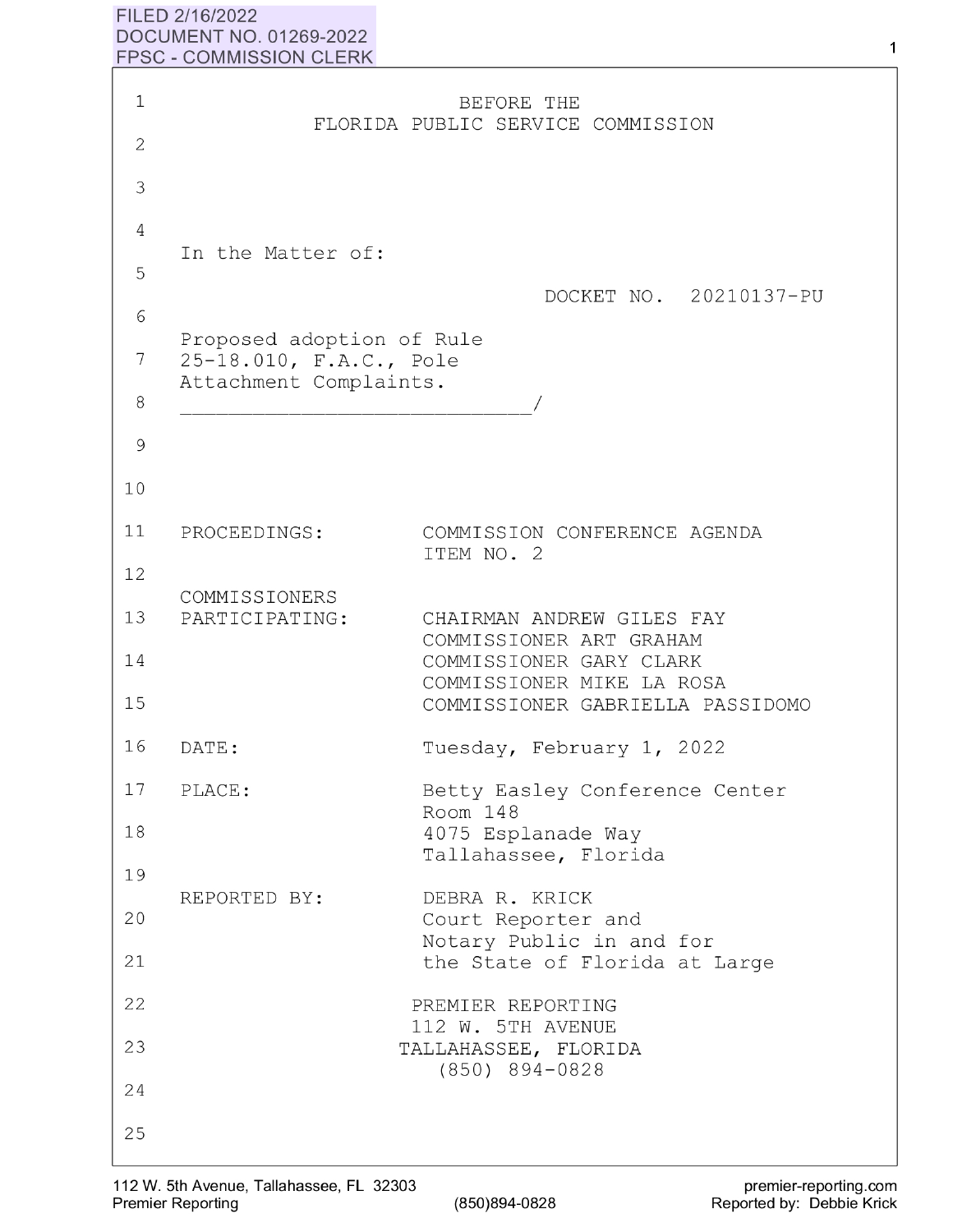FILED 2/16/2022
DOCUMENT NO. 01269-2022
FPSC - COMMISSION CLERK

BEFORE THE
FLORIDA PUBLIC SERVICE COMMISSION

In the Matter of:

DOCKET NO. 20210137-PU

Proposed adoption of Rule 25-18.010, F.A.C., Pole Attachment Complaints.
_____________________________/

PROCEEDINGS: COMMISSION CONFERENCE AGENDA ITEM NO. 2

COMMISSIONERS PARTICIPATING:
CHAIRMAN ANDREW GILES FAY
COMMISSIONER ART GRAHAM
COMMISSIONER GARY CLARK
COMMISSIONER MIKE LA ROSA
COMMISSIONER GABRIELLA PASSIDOMO

DATE: Tuesday, February 1, 2022

PLACE: Betty Easley Conference Center
Room 148
4075 Esplanade Way
Tallahassee, Florida

REPORTED BY: DEBRA R. KRICK
Court Reporter and
Notary Public in and for
the State of Florida at Large

PREMIER REPORTING
112 W. 5TH AVENUE
TALLAHASSEE, FLORIDA
(850) 894-0828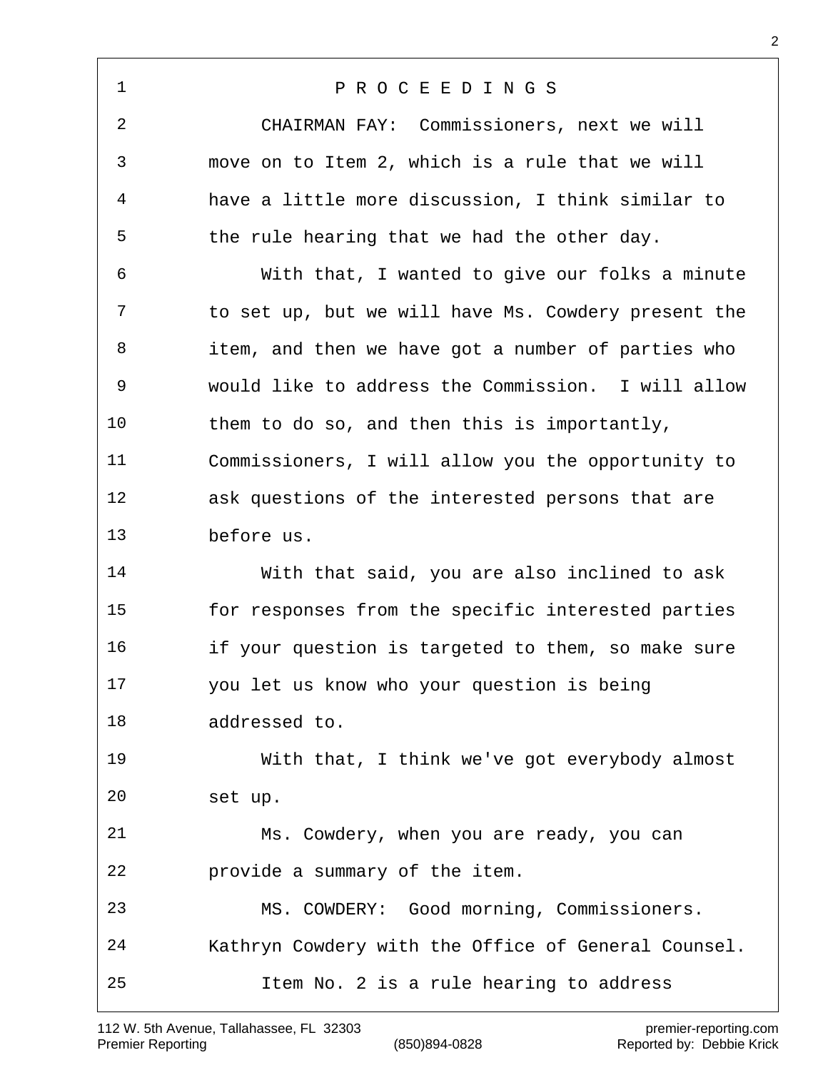# P R O C E E D I N G S

CHAIRMAN FAY: Commissioners, next we will move on to Item 2, which is a rule that we will have a little more discussion, I think similar to the rule hearing that we had the other day.

With that, I wanted to give our folks a minute to set up, but we will have Ms. Cowdery present the item, and then we have got a number of parties who would like to address the Commission. I will allow them to do so, and then this is importantly, Commissioners, I will allow you the opportunity to ask questions of the interested persons that are before us.

With that said, you are also inclined to ask for responses from the specific interested parties if your question is targeted to them, so make sure you let us know who your question is being addressed to.

With that, I think we've got everybody almost set up.

Ms. Cowdery, when you are ready, you can provide a summary of the item.

MS. COWDERY: Good morning, Commissioners. Kathryn Cowdery with the Office of General Counsel.

Item No. 2 is a rule hearing to address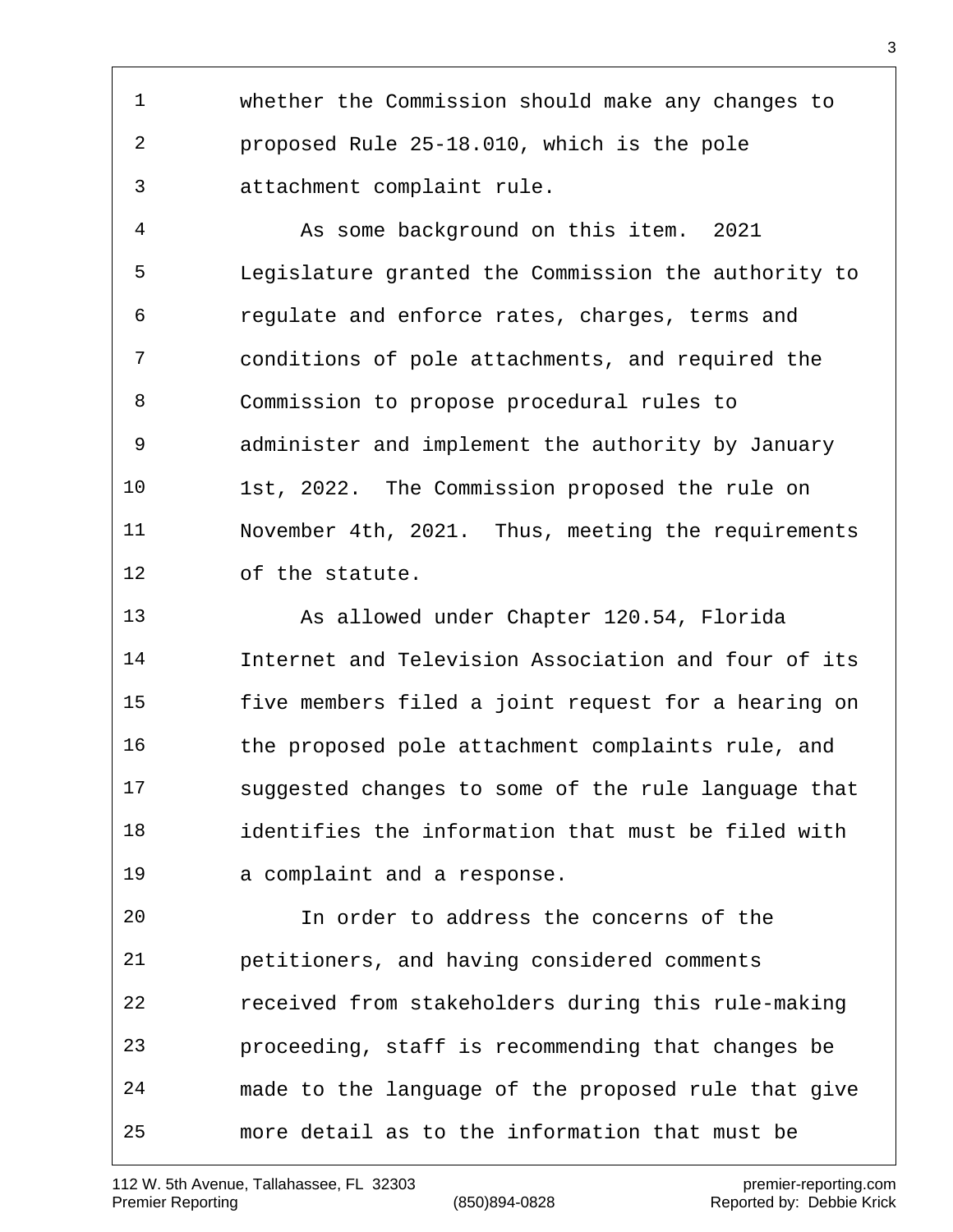whether the Commission should make any changes to proposed Rule 25-18.010, which is the pole attachment complaint rule.

As some background on this item. 2021 Legislature granted the Commission the authority to regulate and enforce rates, charges, terms and conditions of pole attachments, and required the Commission to propose procedural rules to administer and implement the authority by January 1st, 2022. The Commission proposed the rule on November 4th, 2021. Thus, meeting the requirements of the statute.

As allowed under Chapter 120.54, Florida Internet and Television Association and four of its five members filed a joint request for a hearing on the proposed pole attachment complaints rule, and suggested changes to some of the rule language that identifies the information that must be filed with a complaint and a response.

In order to address the concerns of the petitioners, and having considered comments received from stakeholders during this rule-making proceeding, staff is recommending that changes be made to the language of the proposed rule that give more detail as to the information that must be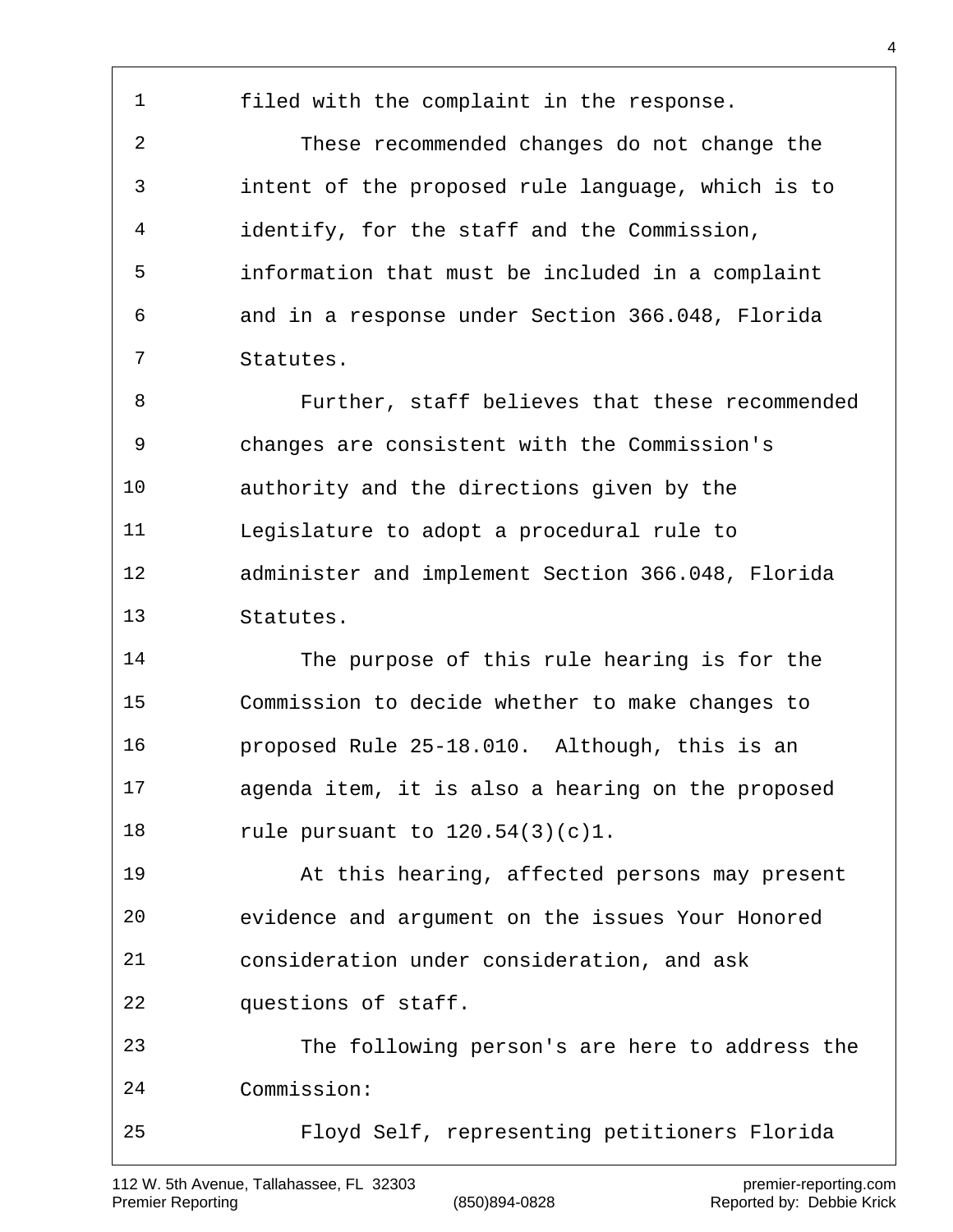filed with the complaint in the response.

These recommended changes do not change the intent of the proposed rule language, which is to identify, for the staff and the Commission, information that must be included in a complaint and in a response under Section 366.048, Florida Statutes.

Further, staff believes that these recommended changes are consistent with the Commission's authority and the directions given by the Legislature to adopt a procedural rule to administer and implement Section 366.048, Florida Statutes.

The purpose of this rule hearing is for the Commission to decide whether to make changes to proposed Rule 25-18.010. Although, this is an agenda item, it is also a hearing on the proposed rule pursuant to 120.54(3)(c)1.

At this hearing, affected persons may present evidence and argument on the issues Your Honored consideration under consideration, and ask questions of staff.

The following person's are here to address the Commission:

Floyd Self, representing petitioners Florida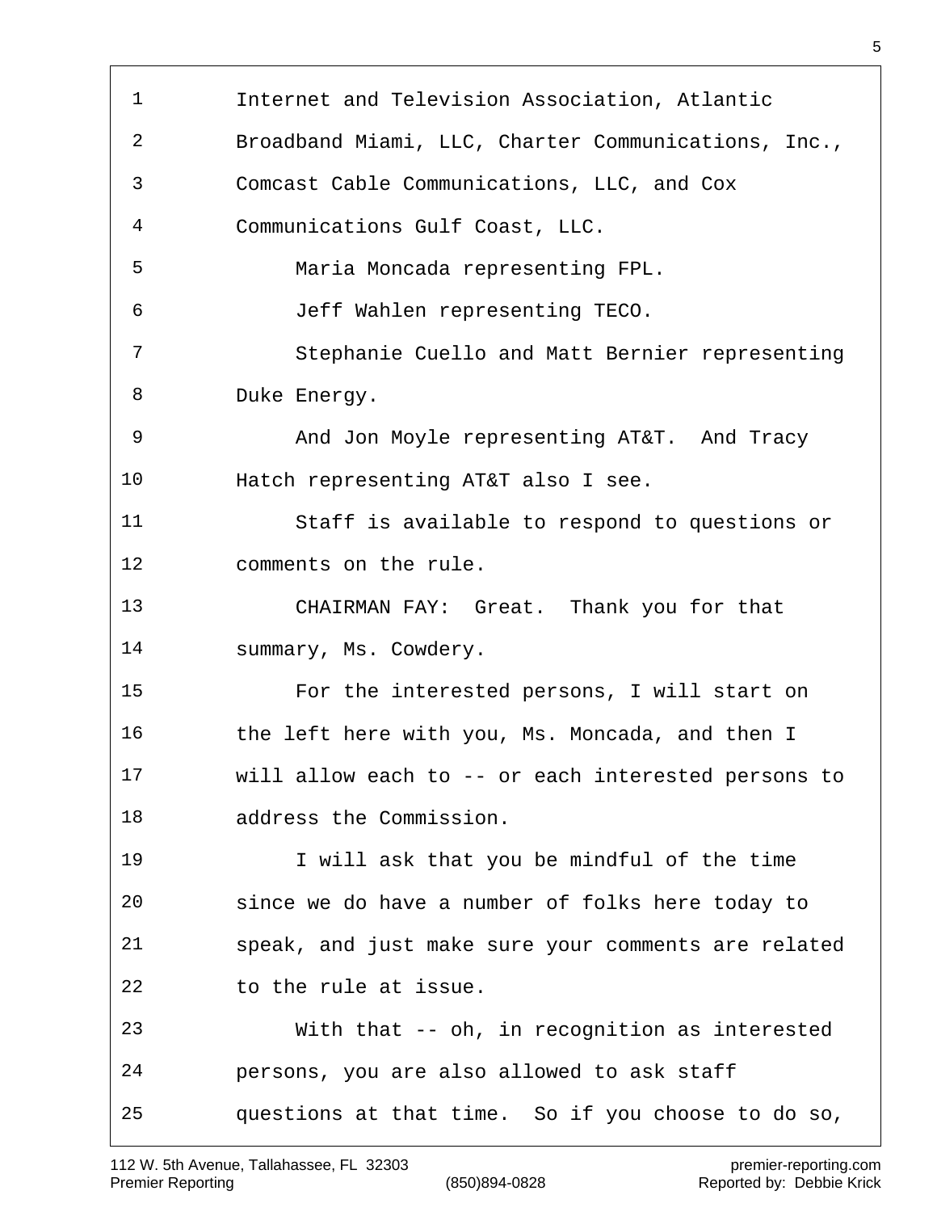Internet and Television Association, Atlantic Broadband Miami, LLC, Charter Communications, Inc., Comcast Cable Communications, LLC, and Cox Communications Gulf Coast, LLC.

Maria Moncada representing FPL.

Jeff Wahlen representing TECO.

Stephanie Cuello and Matt Bernier representing Duke Energy.

And Jon Moyle representing AT&T. And Tracy Hatch representing AT&T also I see.

Staff is available to respond to questions or comments on the rule.

CHAIRMAN FAY: Great. Thank you for that summary, Ms. Cowdery.

For the interested persons, I will start on the left here with you, Ms. Moncada, and then I will allow each to -- or each interested persons to address the Commission.

I will ask that you be mindful of the time since we do have a number of folks here today to speak, and just make sure your comments are related to the rule at issue.

With that -- oh, in recognition as interested persons, you are also allowed to ask staff questions at that time. So if you choose to do so,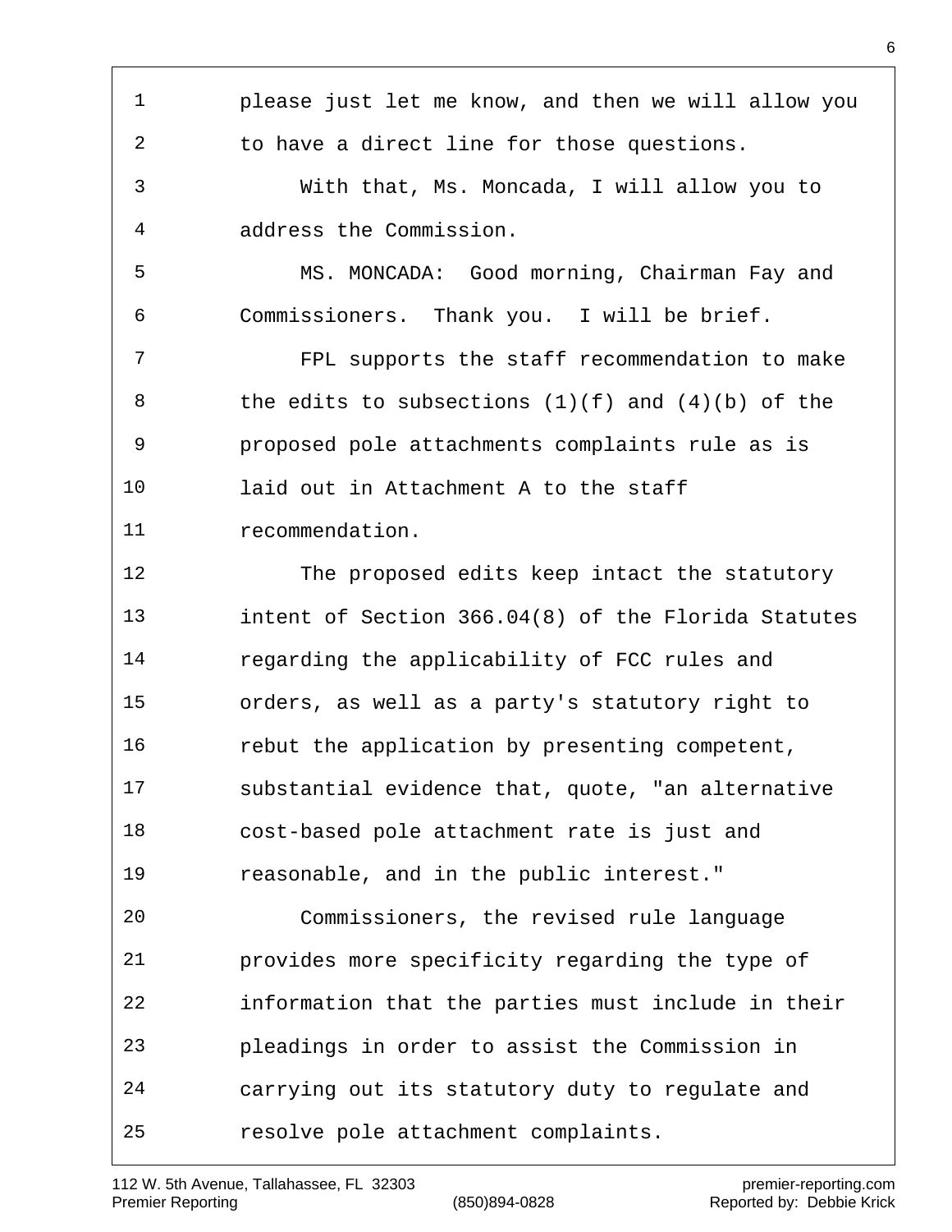please just let me know, and then we will allow you to have a direct line for those questions.

With that, Ms. Moncada, I will allow you to address the Commission.

MS. MONCADA: Good morning, Chairman Fay and Commissioners. Thank you. I will be brief.

FPL supports the staff recommendation to make the edits to subsections (1)(f) and (4)(b) of the proposed pole attachments complaints rule as is laid out in Attachment A to the staff recommendation.

The proposed edits keep intact the statutory intent of Section 366.04(8) of the Florida Statutes regarding the applicability of FCC rules and orders, as well as a party's statutory right to rebut the application by presenting competent, substantial evidence that, quote, "an alternative cost-based pole attachment rate is just and reasonable, and in the public interest."

Commissioners, the revised rule language provides more specificity regarding the type of information that the parties must include in their pleadings in order to assist the Commission in carrying out its statutory duty to regulate and resolve pole attachment complaints.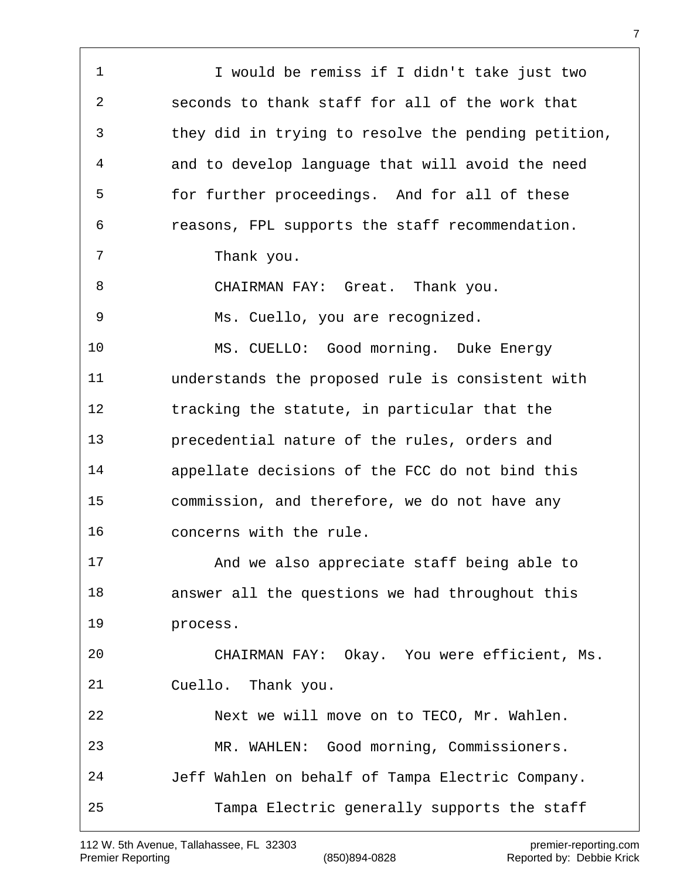I would be remiss if I didn't take just two seconds to thank staff for all of the work that they did in trying to resolve the pending petition, and to develop language that will avoid the need for further proceedings. And for all of these reasons, FPL supports the staff recommendation.

Thank you.

CHAIRMAN FAY: Great. Thank you.

Ms. Cuello, you are recognized.

MS. CUELLO: Good morning. Duke Energy understands the proposed rule is consistent with tracking the statute, in particular that the precedential nature of the rules, orders and appellate decisions of the FCC do not bind this commission, and therefore, we do not have any concerns with the rule.

And we also appreciate staff being able to answer all the questions we had throughout this process.

CHAIRMAN FAY: Okay. You were efficient, Ms. Cuello. Thank you.

Next we will move on to TECO, Mr. Wahlen.

MR. WAHLEN: Good morning, Commissioners. Jeff Wahlen on behalf of Tampa Electric Company.

Tampa Electric generally supports the staff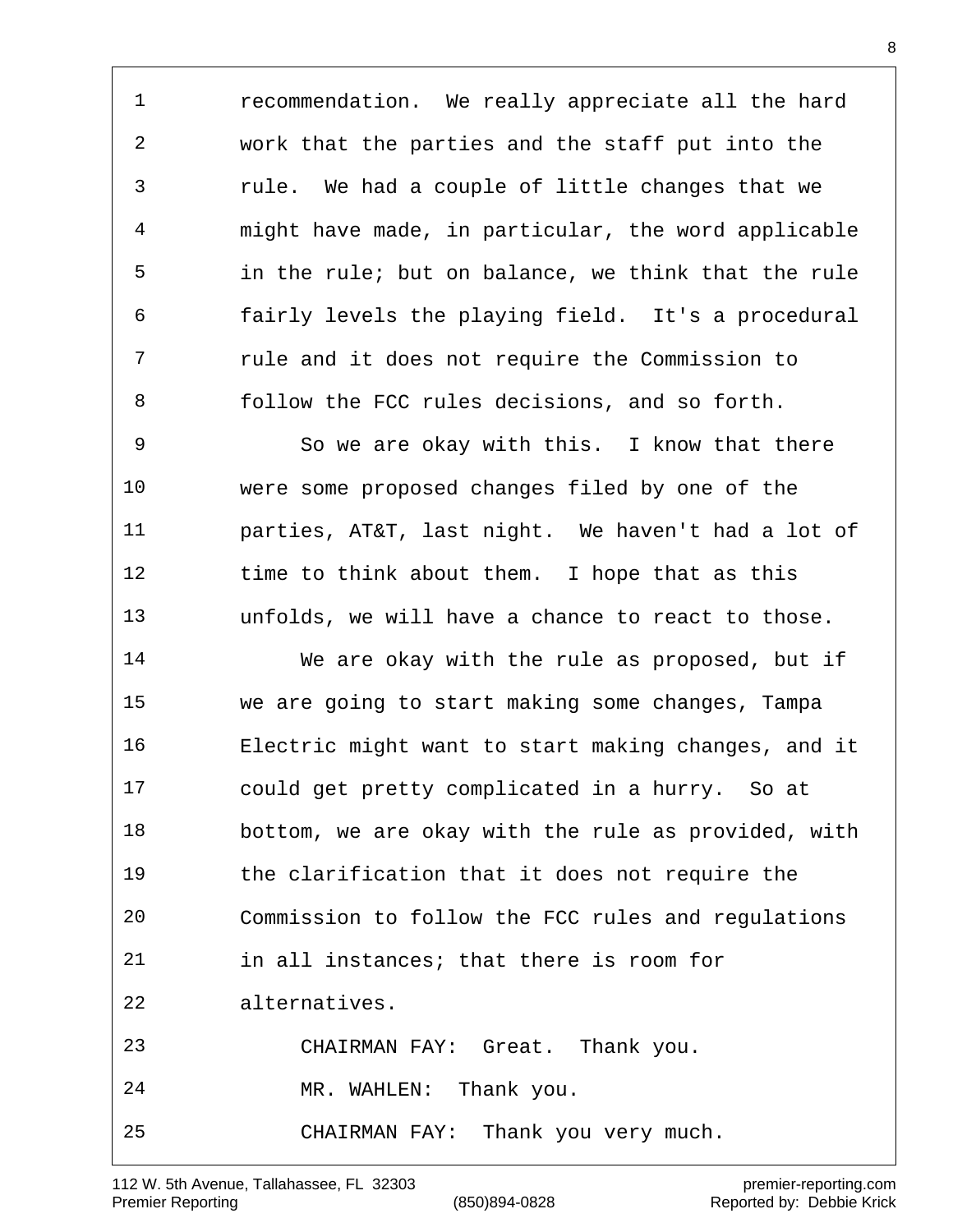recommendation. We really appreciate all the hard work that the parties and the staff put into the rule. We had a couple of little changes that we might have made, in particular, the word applicable in the rule; but on balance, we think that the rule fairly levels the playing field. It's a procedural rule and it does not require the Commission to follow the FCC rules decisions, and so forth.

So we are okay with this. I know that there were some proposed changes filed by one of the parties, AT&T, last night. We haven't had a lot of time to think about them. I hope that as this unfolds, we will have a chance to react to those.

We are okay with the rule as proposed, but if we are going to start making some changes, Tampa Electric might want to start making changes, and it could get pretty complicated in a hurry. So at bottom, we are okay with the rule as provided, with the clarification that it does not require the Commission to follow the FCC rules and regulations in all instances; that there is room for alternatives.

CHAIRMAN FAY: Great. Thank you.

MR. WAHLEN: Thank you.

CHAIRMAN FAY: Thank you very much.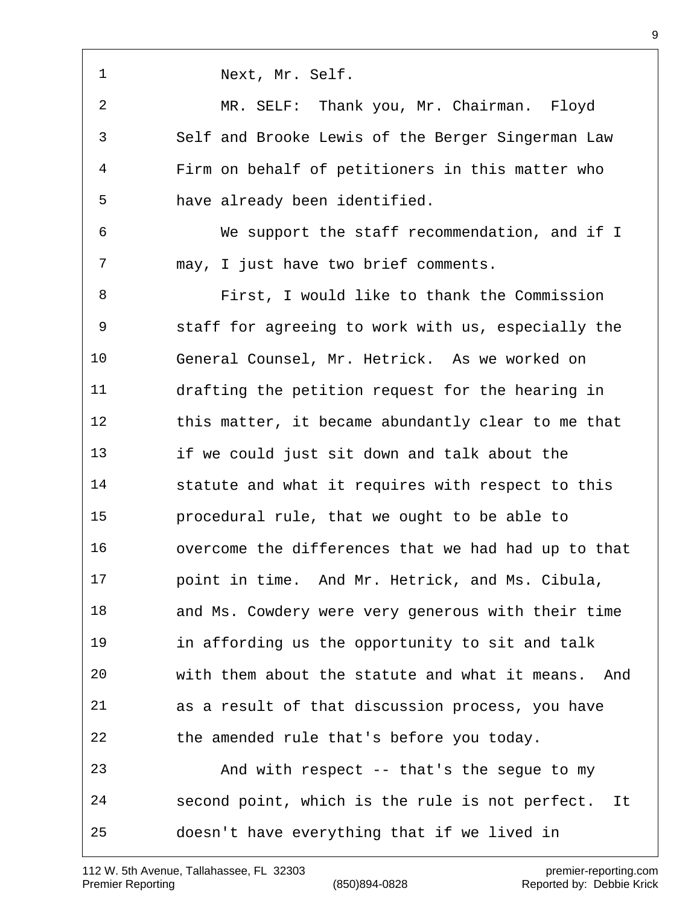Next, Mr. Self.

MR. SELF: Thank you, Mr. Chairman. Floyd Self and Brooke Lewis of the Berger Singerman Law Firm on behalf of petitioners in this matter who have already been identified.

We support the staff recommendation, and if I may, I just have two brief comments.

First, I would like to thank the Commission staff for agreeing to work with us, especially the General Counsel, Mr. Hetrick. As we worked on drafting the petition request for the hearing in this matter, it became abundantly clear to me that if we could just sit down and talk about the statute and what it requires with respect to this procedural rule, that we ought to be able to overcome the differences that we had had up to that point in time. And Mr. Hetrick, and Ms. Cibula, and Ms. Cowdery were very generous with their time in affording us the opportunity to sit and talk with them about the statute and what it means. And as a result of that discussion process, you have the amended rule that's before you today.

And with respect -- that's the segue to my second point, which is the rule is not perfect. It doesn't have everything that if we lived in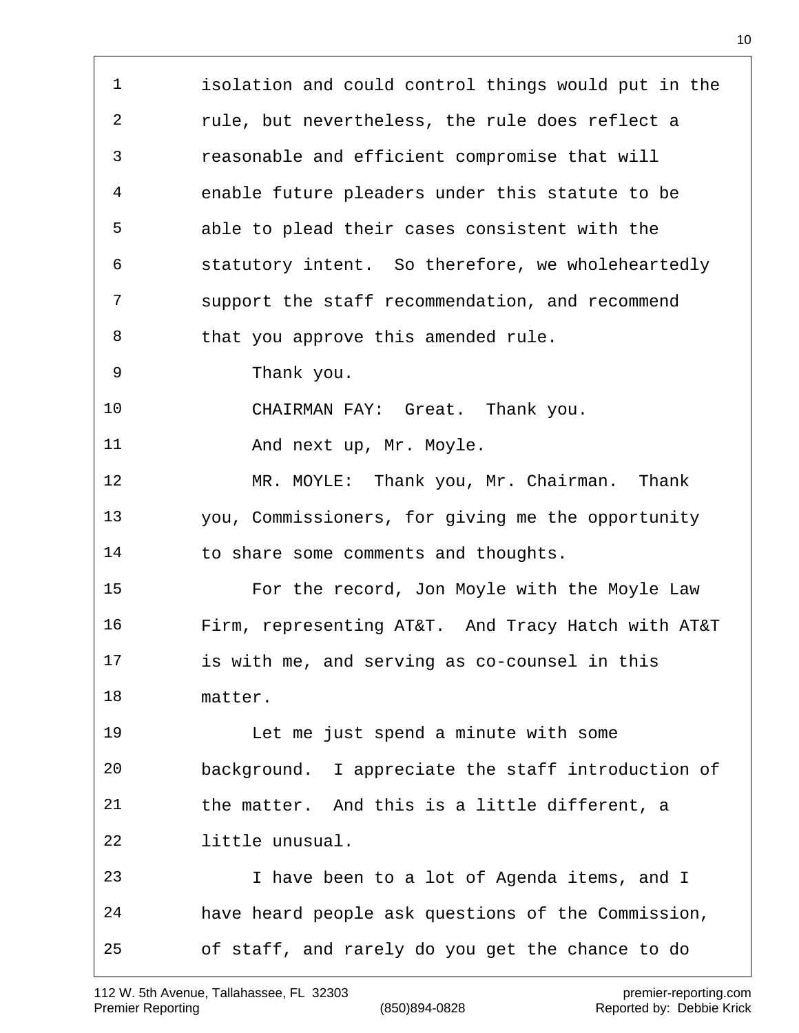isolation and could control things would put in the rule, but nevertheless, the rule does reflect a reasonable and efficient compromise that will enable future pleaders under this statute to be able to plead their cases consistent with the statutory intent. So therefore, we wholeheartedly support the staff recommendation, and recommend that you approve this amended rule.

Thank you.

CHAIRMAN FAY: Great. Thank you.

And next up, Mr. Moyle.

MR. MOYLE: Thank you, Mr. Chairman. Thank you, Commissioners, for giving me the opportunity to share some comments and thoughts.

For the record, Jon Moyle with the Moyle Law Firm, representing AT&T. And Tracy Hatch with AT&T is with me, and serving as co-counsel in this matter.

Let me just spend a minute with some background. I appreciate the staff introduction of the matter. And this is a little different, a little unusual.

I have been to a lot of Agenda items, and I have heard people ask questions of the Commission, of staff, and rarely do you get the chance to do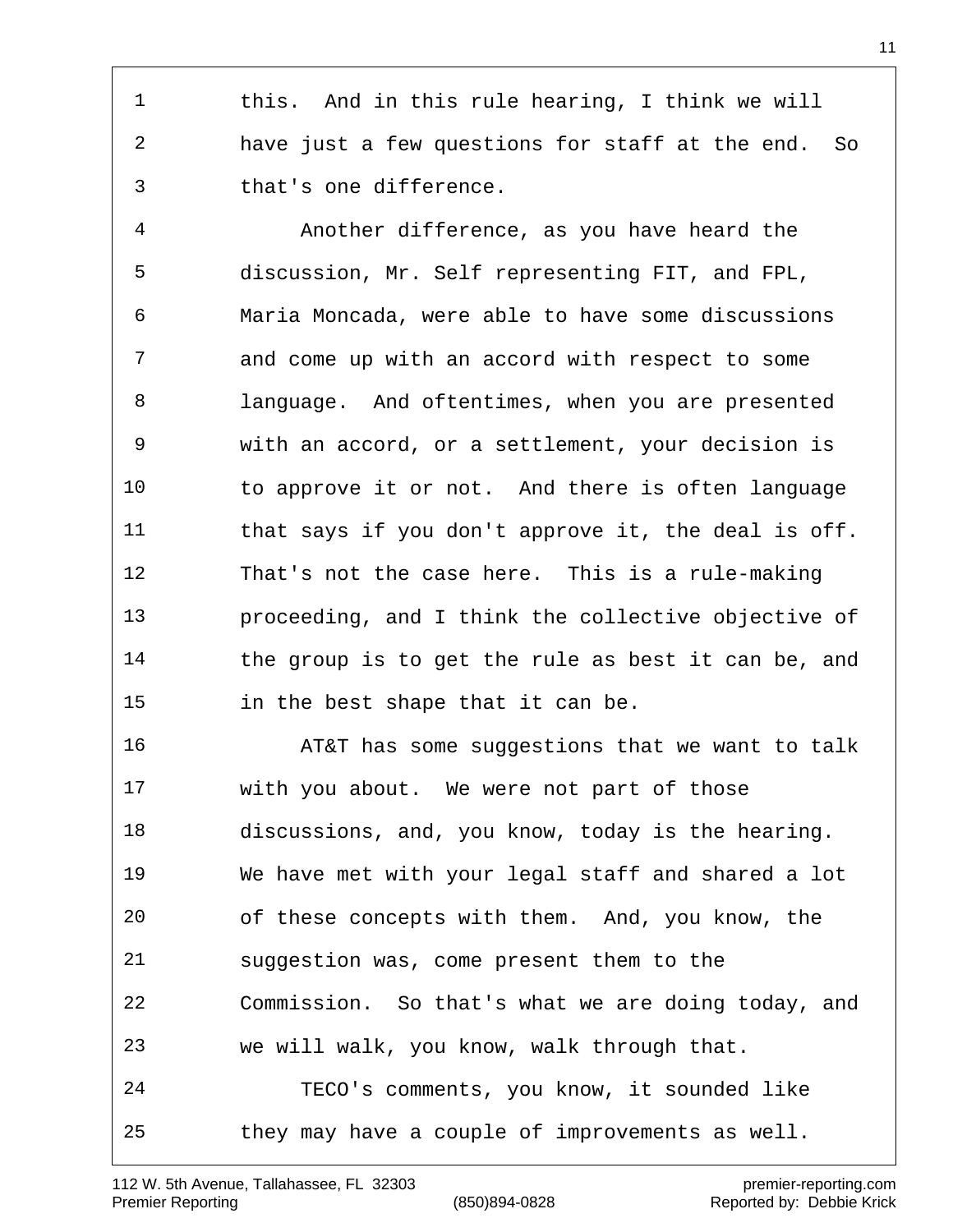this. And in this rule hearing, I think we will have just a few questions for staff at the end. So that's one difference.

Another difference, as you have heard the discussion, Mr. Self representing FIT, and FPL, Maria Moncada, were able to have some discussions and come up with an accord with respect to some language. And oftentimes, when you are presented with an accord, or a settlement, your decision is to approve it or not. And there is often language that says if you don't approve it, the deal is off. That's not the case here. This is a rule-making proceeding, and I think the collective objective of the group is to get the rule as best it can be, and in the best shape that it can be.

AT&T has some suggestions that we want to talk with you about. We were not part of those discussions, and, you know, today is the hearing. We have met with your legal staff and shared a lot of these concepts with them. And, you know, the suggestion was, come present them to the Commission. So that's what we are doing today, and we will walk, you know, walk through that.

TECO's comments, you know, it sounded like they may have a couple of improvements as well.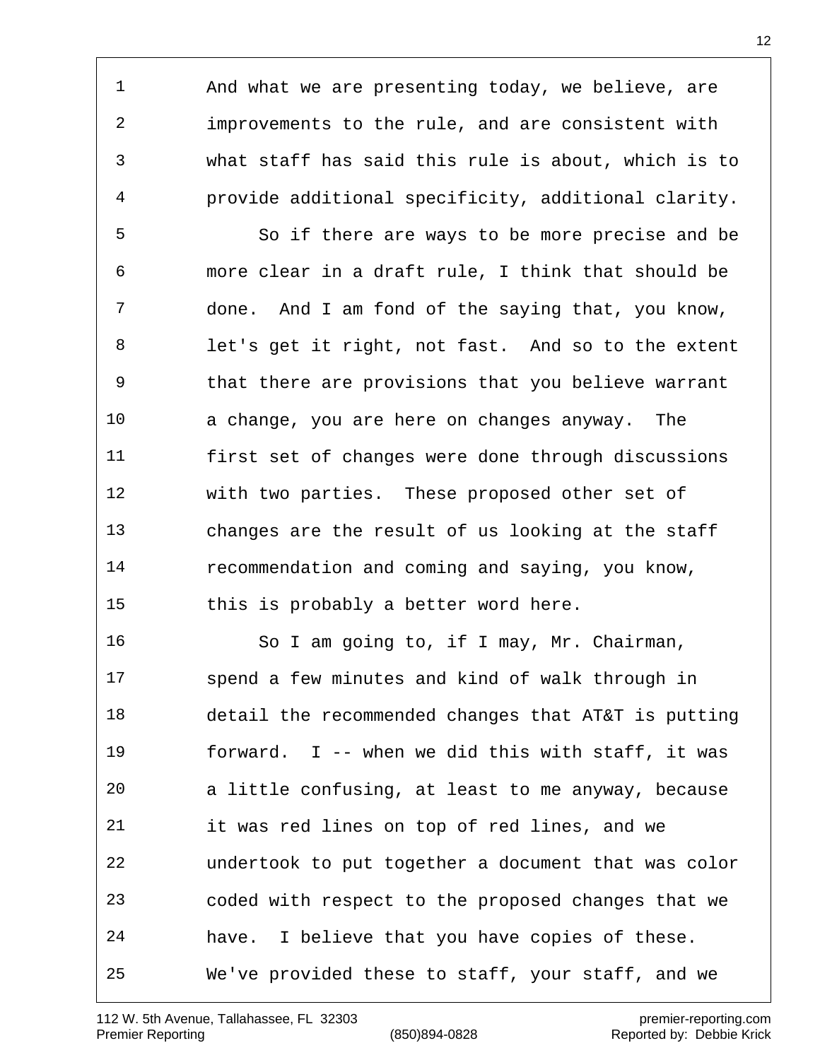And what we are presenting today, we believe, are improvements to the rule, and are consistent with what staff has said this rule is about, which is to provide additional specificity, additional clarity.

So if there are ways to be more precise and be more clear in a draft rule, I think that should be done. And I am fond of the saying that, you know, let's get it right, not fast. And so to the extent that there are provisions that you believe warrant a change, you are here on changes anyway. The first set of changes were done through discussions with two parties. These proposed other set of changes are the result of us looking at the staff recommendation and coming and saying, you know, this is probably a better word here.

So I am going to, if I may, Mr. Chairman, spend a few minutes and kind of walk through in detail the recommended changes that AT&T is putting forward. I -- when we did this with staff, it was a little confusing, at least to me anyway, because it was red lines on top of red lines, and we undertook to put together a document that was color coded with respect to the proposed changes that we have. I believe that you have copies of these. We've provided these to staff, your staff, and we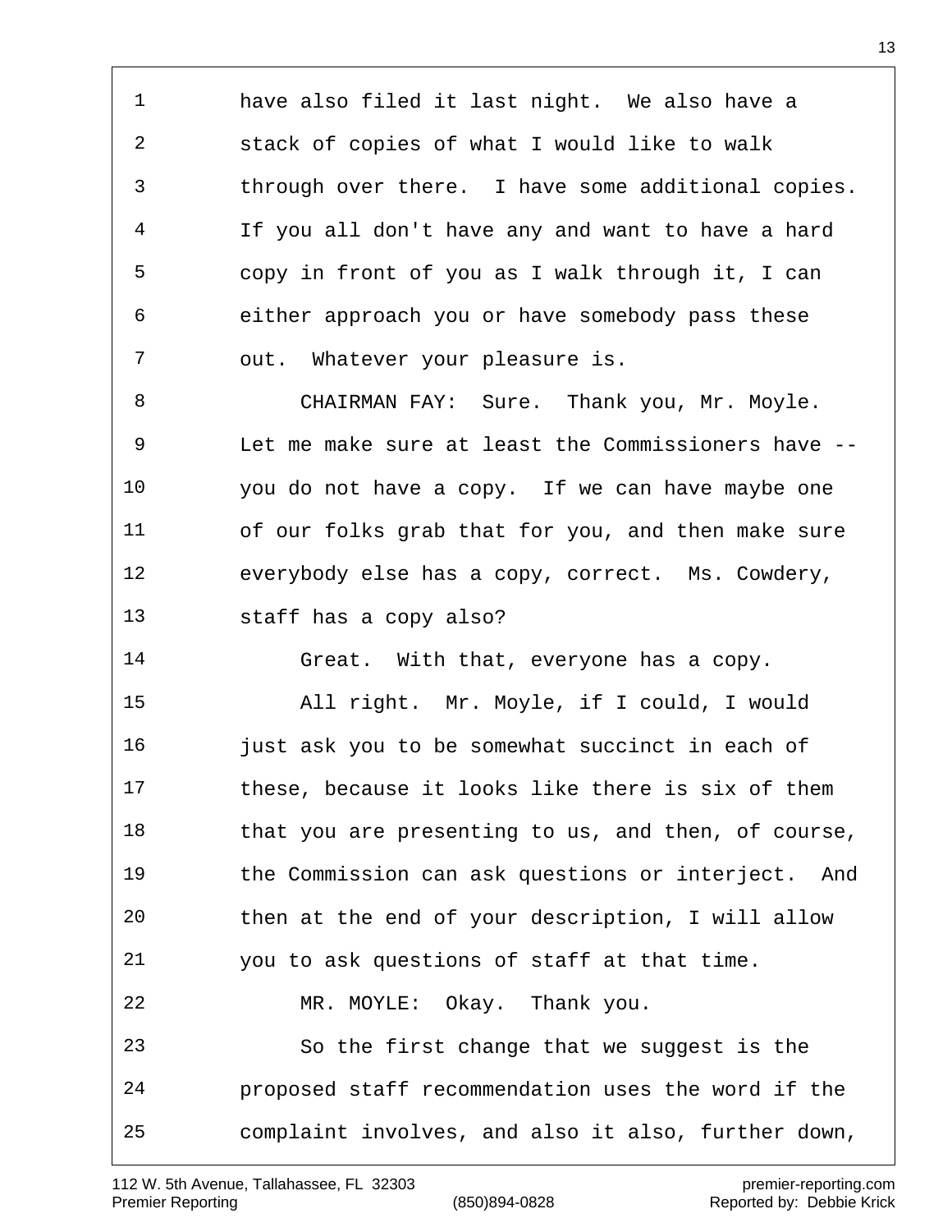have also filed it last night. We also have a stack of copies of what I would like to walk through over there. I have some additional copies. If you all don't have any and want to have a hard copy in front of you as I walk through it, I can either approach you or have somebody pass these out. Whatever your pleasure is.

CHAIRMAN FAY: Sure. Thank you, Mr. Moyle. Let me make sure at least the Commissioners have -- you do not have a copy. If we can have maybe one of our folks grab that for you, and then make sure everybody else has a copy, correct. Ms. Cowdery, staff has a copy also?

Great. With that, everyone has a copy.

All right. Mr. Moyle, if I could, I would just ask you to be somewhat succinct in each of these, because it looks like there is six of them that you are presenting to us, and then, of course, the Commission can ask questions or interject. And then at the end of your description, I will allow you to ask questions of staff at that time.

MR. MOYLE: Okay. Thank you.

So the first change that we suggest is the proposed staff recommendation uses the word if the complaint involves, and also it also, further down,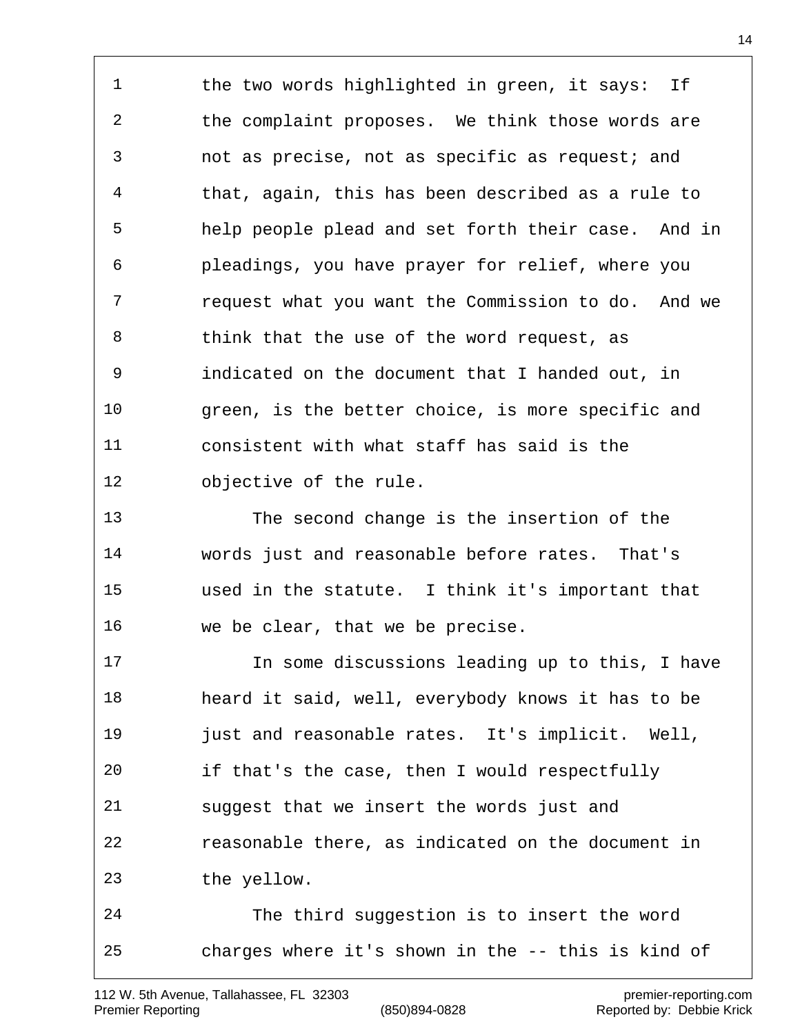1 the two words highlighted in green, it says: If
2 the complaint proposes. We think those words are
3 not as precise, not as specific as request; and
4 that, again, this has been described as a rule to
5 help people plead and set forth their case. And in
6 pleadings, you have prayer for relief, where you
7 request what you want the Commission to do. And we
8 think that the use of the word request, as
9 indicated on the document that I handed out, in
10 green, is the better choice, is more specific and
11 consistent with what staff has said is the
12 objective of the rule.
13 The second change is the insertion of the
14 words just and reasonable before rates. That's
15 used in the statute. I think it's important that
16 we be clear, that we be precise.
17 In some discussions leading up to this, I have
18 heard it said, well, everybody knows it has to be
19 just and reasonable rates. It's implicit. Well,
20 if that's the case, then I would respectfully
21 suggest that we insert the words just and
22 reasonable there, as indicated on the document in
23 the yellow.
24 The third suggestion is to insert the word
25 charges where it's shown in the -- this is kind of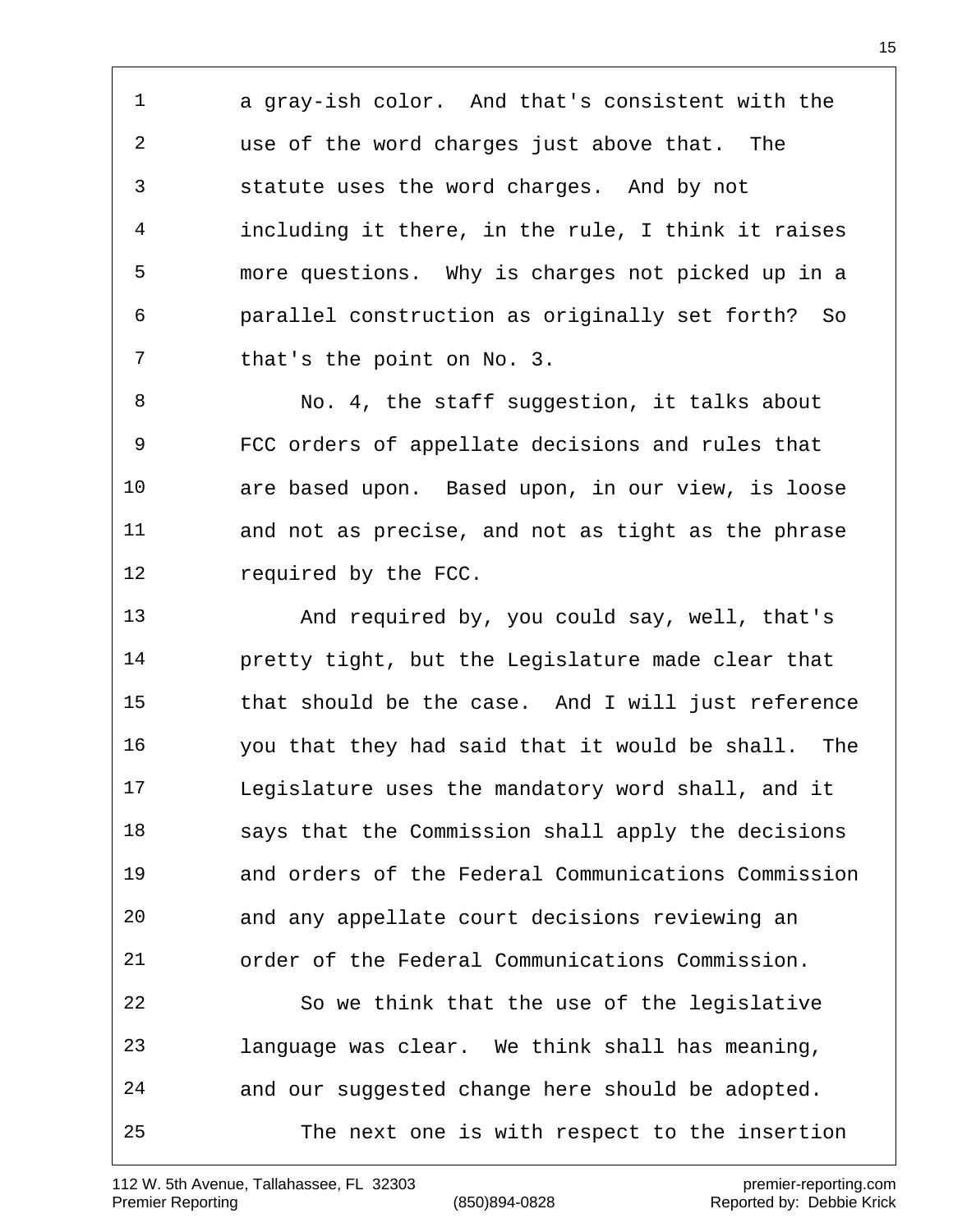a gray-ish color. And that's consistent with the use of the word charges just above that. The statute uses the word charges. And by not including it there, in the rule, I think it raises more questions. Why is charges not picked up in a parallel construction as originally set forth? So that's the point on No. 3.

No. 4, the staff suggestion, it talks about FCC orders of appellate decisions and rules that are based upon. Based upon, in our view, is loose and not as precise, and not as tight as the phrase required by the FCC.

And required by, you could say, well, that's pretty tight, but the Legislature made clear that that should be the case. And I will just reference you that they had said that it would be shall. The Legislature uses the mandatory word shall, and it says that the Commission shall apply the decisions and orders of the Federal Communications Commission and any appellate court decisions reviewing an order of the Federal Communications Commission.

So we think that the use of the legislative language was clear. We think shall has meaning, and our suggested change here should be adopted.

The next one is with respect to the insertion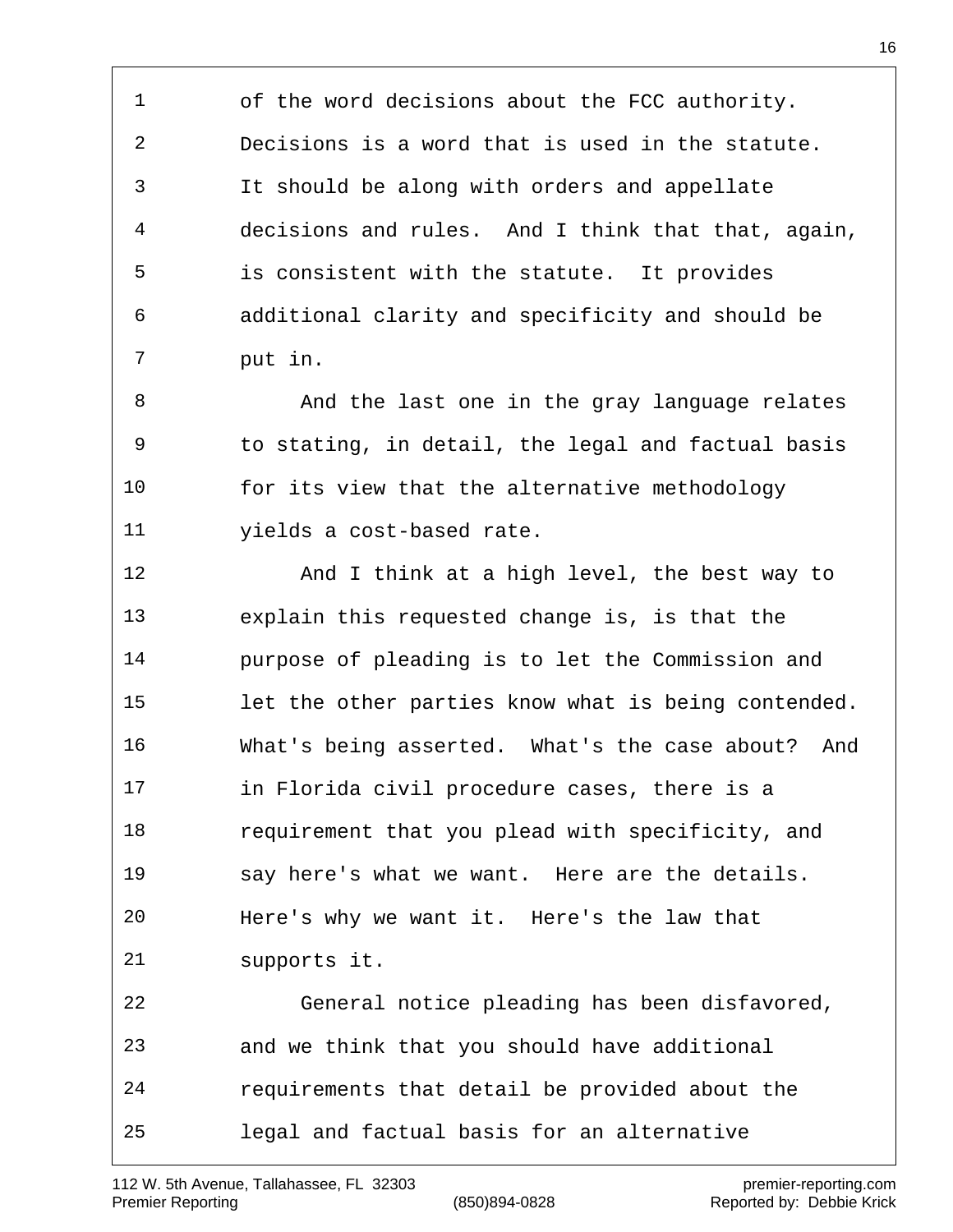of the word decisions about the FCC authority. Decisions is a word that is used in the statute. It should be along with orders and appellate decisions and rules. And I think that that, again, is consistent with the statute. It provides additional clarity and specificity and should be put in.

And the last one in the gray language relates to stating, in detail, the legal and factual basis for its view that the alternative methodology yields a cost-based rate.

And I think at a high level, the best way to explain this requested change is, is that the purpose of pleading is to let the Commission and let the other parties know what is being contended. What's being asserted. What's the case about? And in Florida civil procedure cases, there is a requirement that you plead with specificity, and say here's what we want. Here are the details. Here's why we want it. Here's the law that supports it.

General notice pleading has been disfavored, and we think that you should have additional requirements that detail be provided about the legal and factual basis for an alternative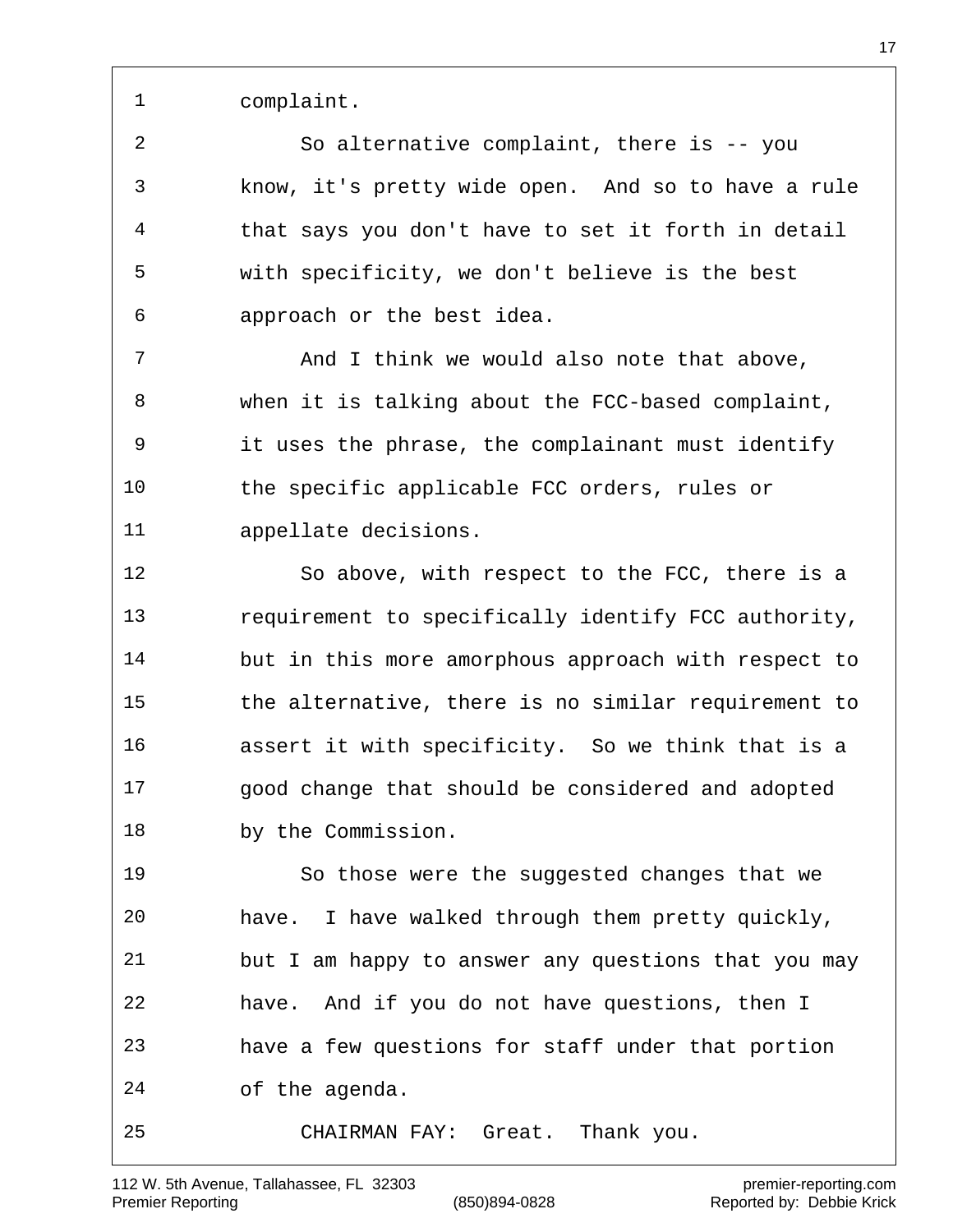complaint.

So alternative complaint, there is -- you know, it's pretty wide open. And so to have a rule that says you don't have to set it forth in detail with specificity, we don't believe is the best approach or the best idea.

And I think we would also note that above, when it is talking about the FCC-based complaint, it uses the phrase, the complainant must identify the specific applicable FCC orders, rules or appellate decisions.

So above, with respect to the FCC, there is a requirement to specifically identify FCC authority, but in this more amorphous approach with respect to the alternative, there is no similar requirement to assert it with specificity. So we think that is a good change that should be considered and adopted by the Commission.

So those were the suggested changes that we have. I have walked through them pretty quickly, but I am happy to answer any questions that you may have. And if you do not have questions, then I have a few questions for staff under that portion of the agenda.

CHAIRMAN FAY: Great. Thank you.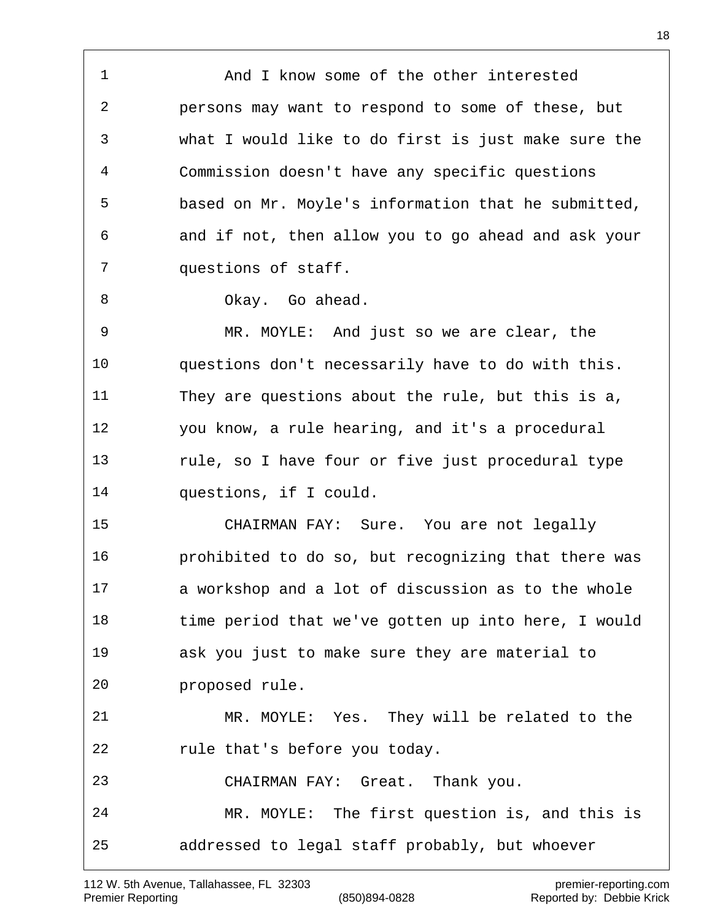And I know some of the other interested persons may want to respond to some of these, but what I would like to do first is just make sure the Commission doesn't have any specific questions based on Mr. Moyle's information that he submitted, and if not, then allow you to go ahead and ask your questions of staff.

Okay. Go ahead.

MR. MOYLE: And just so we are clear, the questions don't necessarily have to do with this. They are questions about the rule, but this is a, you know, a rule hearing, and it's a procedural rule, so I have four or five just procedural type questions, if I could.

CHAIRMAN FAY: Sure. You are not legally prohibited to do so, but recognizing that there was a workshop and a lot of discussion as to the whole time period that we've gotten up into here, I would ask you just to make sure they are material to proposed rule.

MR. MOYLE: Yes. They will be related to the rule that's before you today.

CHAIRMAN FAY: Great. Thank you.

MR. MOYLE: The first question is, and this is addressed to legal staff probably, but whoever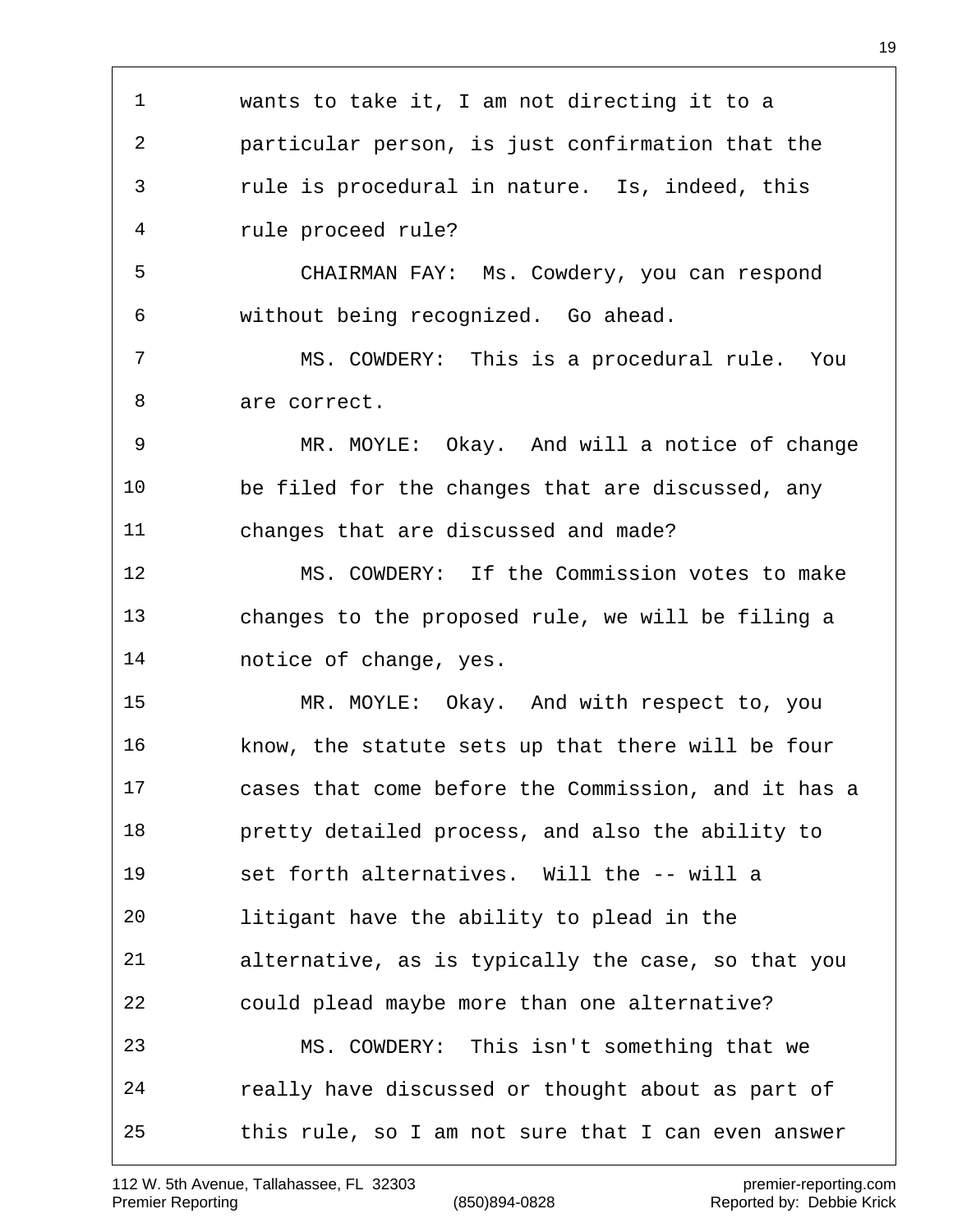1 wants to take it, I am not directing it to a
2 particular person, is just confirmation that the
3 rule is procedural in nature. Is, indeed, this
4 rule proceed rule?
5 CHAIRMAN FAY: Ms. Cowdery, you can respond
6 without being recognized. Go ahead.
7 MS. COWDERY: This is a procedural rule. You
8 are correct.
9 MR. MOYLE: Okay. And will a notice of change
10 be filed for the changes that are discussed, any
11 changes that are discussed and made?
12 MS. COWDERY: If the Commission votes to make
13 changes to the proposed rule, we will be filing a
14 notice of change, yes.
15 MR. MOYLE: Okay. And with respect to, you
16 know, the statute sets up that there will be four
17 cases that come before the Commission, and it has a
18 pretty detailed process, and also the ability to
19 set forth alternatives. Will the -- will a
20 litigant have the ability to plead in the
21 alternative, as is typically the case, so that you
22 could plead maybe more than one alternative?
23 MS. COWDERY: This isn't something that we
24 really have discussed or thought about as part of
25 this rule, so I am not sure that I can even answer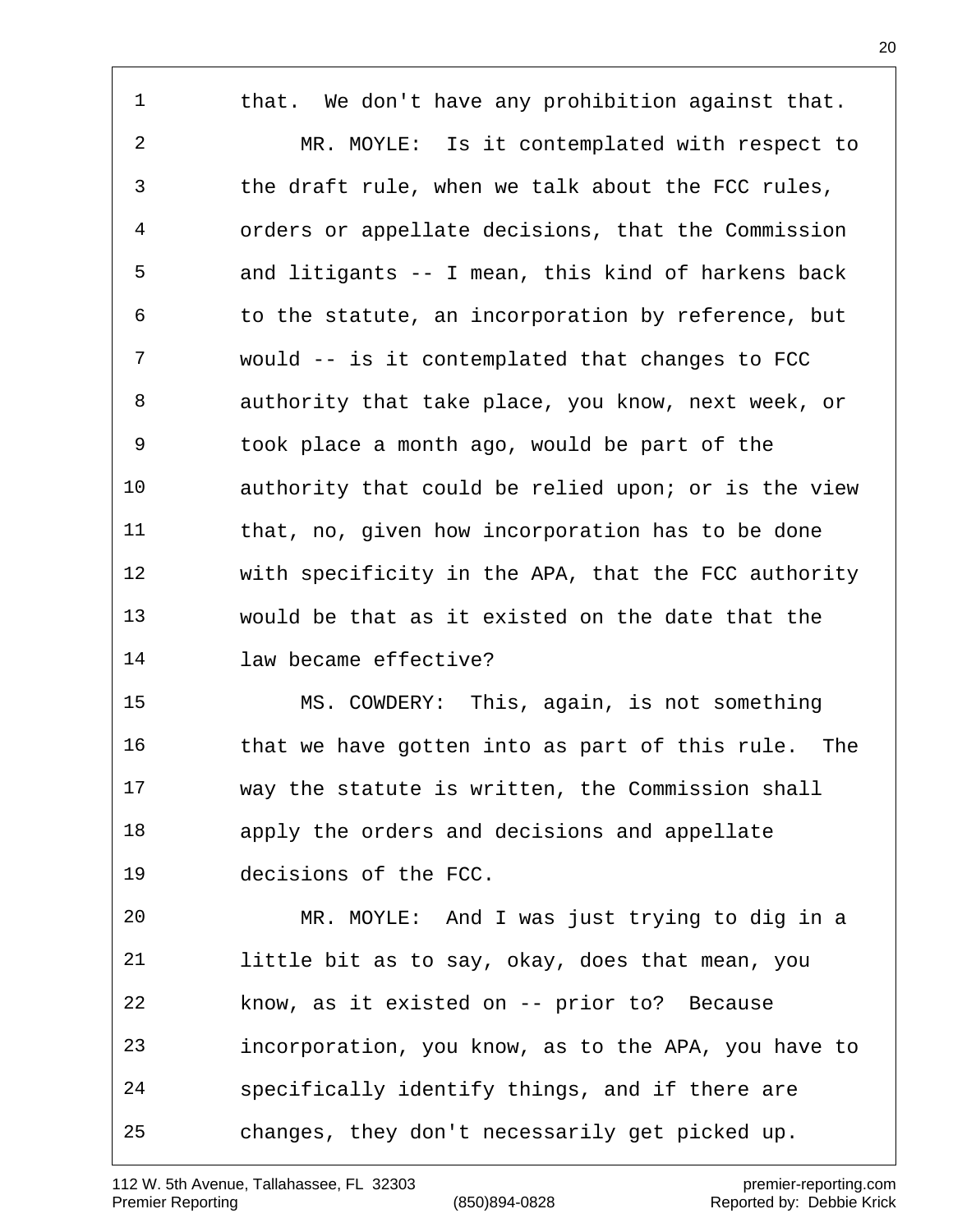that. We don't have any prohibition against that.

MR. MOYLE: Is it contemplated with respect to the draft rule, when we talk about the FCC rules, orders or appellate decisions, that the Commission and litigants -- I mean, this kind of harkens back to the statute, an incorporation by reference, but would -- is it contemplated that changes to FCC authority that take place, you know, next week, or took place a month ago, would be part of the authority that could be relied upon; or is the view that, no, given how incorporation has to be done with specificity in the APA, that the FCC authority would be that as it existed on the date that the law became effective?

MS. COWDERY: This, again, is not something that we have gotten into as part of this rule. The way the statute is written, the Commission shall apply the orders and decisions and appellate decisions of the FCC.

MR. MOYLE: And I was just trying to dig in a little bit as to say, okay, does that mean, you know, as it existed on -- prior to? Because incorporation, you know, as to the APA, you have to specifically identify things, and if there are changes, they don't necessarily get picked up.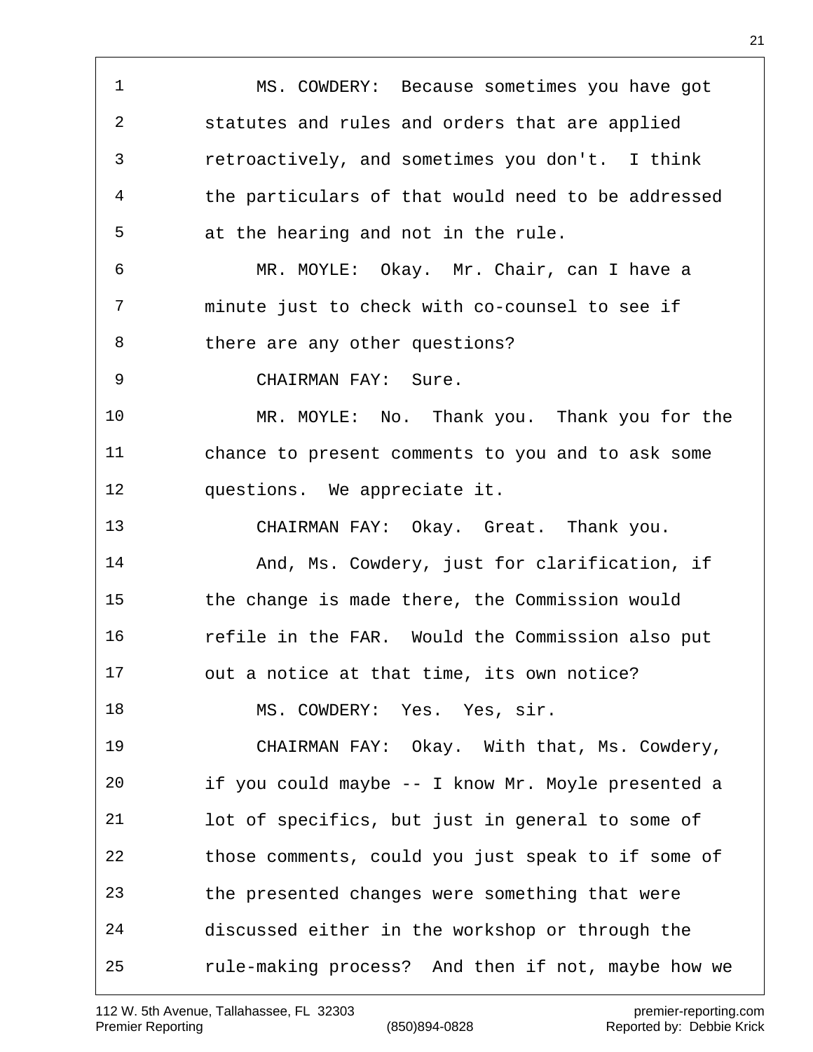MS. COWDERY: Because sometimes you have got statutes and rules and orders that are applied retroactively, and sometimes you don't. I think the particulars of that would need to be addressed at the hearing and not in the rule.

MR. MOYLE: Okay. Mr. Chair, can I have a minute just to check with co-counsel to see if there are any other questions?

CHAIRMAN FAY: Sure.

MR. MOYLE: No. Thank you. Thank you for the chance to present comments to you and to ask some questions. We appreciate it.

CHAIRMAN FAY: Okay. Great. Thank you.

And, Ms. Cowdery, just for clarification, if the change is made there, the Commission would refile in the FAR. Would the Commission also put out a notice at that time, its own notice?

MS. COWDERY: Yes. Yes, sir.

CHAIRMAN FAY: Okay. With that, Ms. Cowdery, if you could maybe -- I know Mr. Moyle presented a lot of specifics, but just in general to some of those comments, could you just speak to if some of the presented changes were something that were discussed either in the workshop or through the rule-making process? And then if not, maybe how we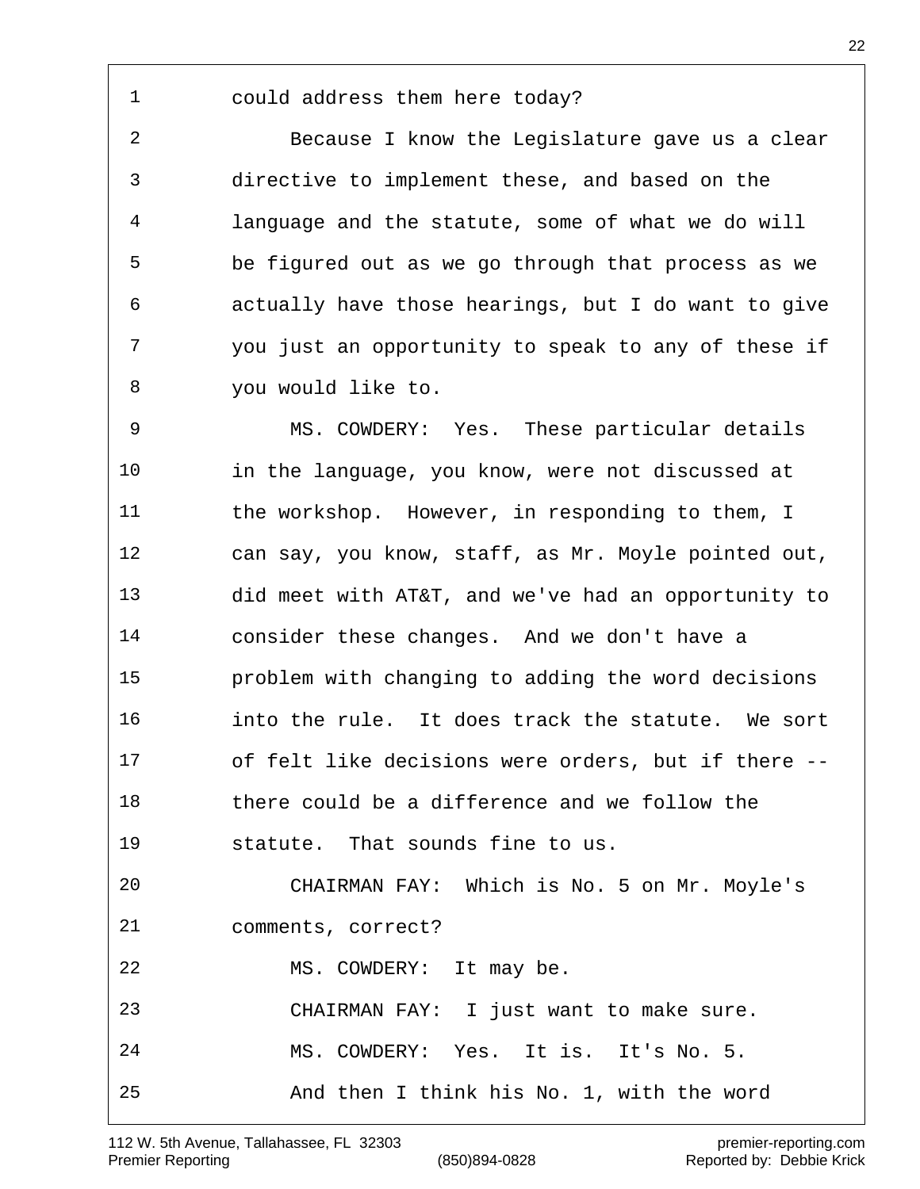could address them here today?

Because I know the Legislature gave us a clear directive to implement these, and based on the language and the statute, some of what we do will be figured out as we go through that process as we actually have those hearings, but I do want to give you just an opportunity to speak to any of these if you would like to.

MS. COWDERY: Yes. These particular details in the language, you know, were not discussed at the workshop. However, in responding to them, I can say, you know, staff, as Mr. Moyle pointed out, did meet with AT&T, and we've had an opportunity to consider these changes. And we don't have a problem with changing to adding the word decisions into the rule. It does track the statute. We sort of felt like decisions were orders, but if there -- there could be a difference and we follow the statute. That sounds fine to us.

CHAIRMAN FAY: Which is No. 5 on Mr. Moyle's comments, correct?

MS. COWDERY: It may be.

CHAIRMAN FAY: I just want to make sure.

MS. COWDERY: Yes. It is. It's No. 5.

And then I think his No. 1, with the word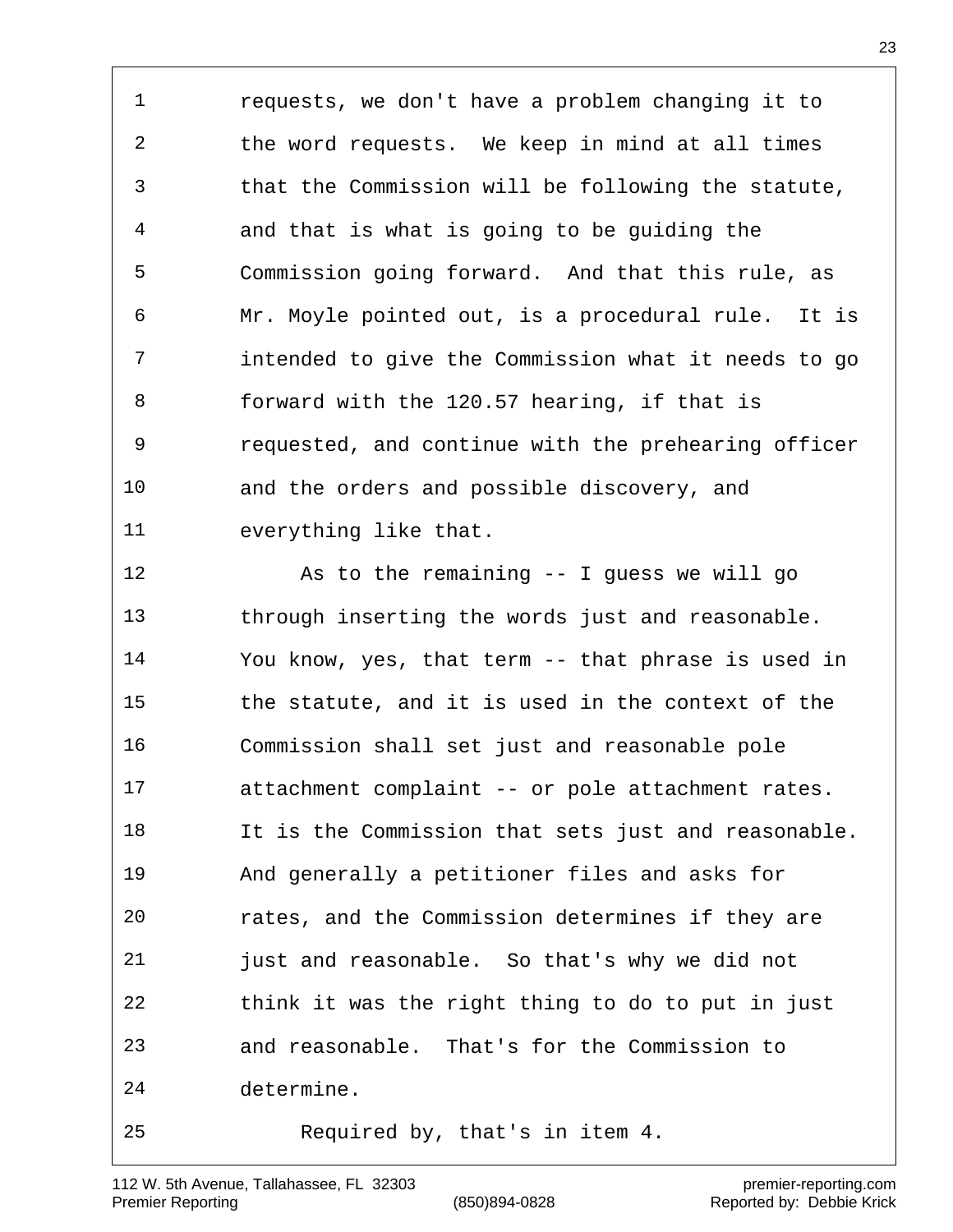requests, we don't have a problem changing it to the word requests. We keep in mind at all times that the Commission will be following the statute, and that is what is going to be guiding the Commission going forward. And that this rule, as Mr. Moyle pointed out, is a procedural rule. It is intended to give the Commission what it needs to go forward with the 120.57 hearing, if that is requested, and continue with the prehearing officer and the orders and possible discovery, and everything like that.

As to the remaining -- I guess we will go through inserting the words just and reasonable. You know, yes, that term -- that phrase is used in the statute, and it is used in the context of the Commission shall set just and reasonable pole attachment complaint -- or pole attachment rates. It is the Commission that sets just and reasonable. And generally a petitioner files and asks for rates, and the Commission determines if they are just and reasonable. So that's why we did not think it was the right thing to do to put in just and reasonable. That's for the Commission to determine.

Required by, that's in item 4.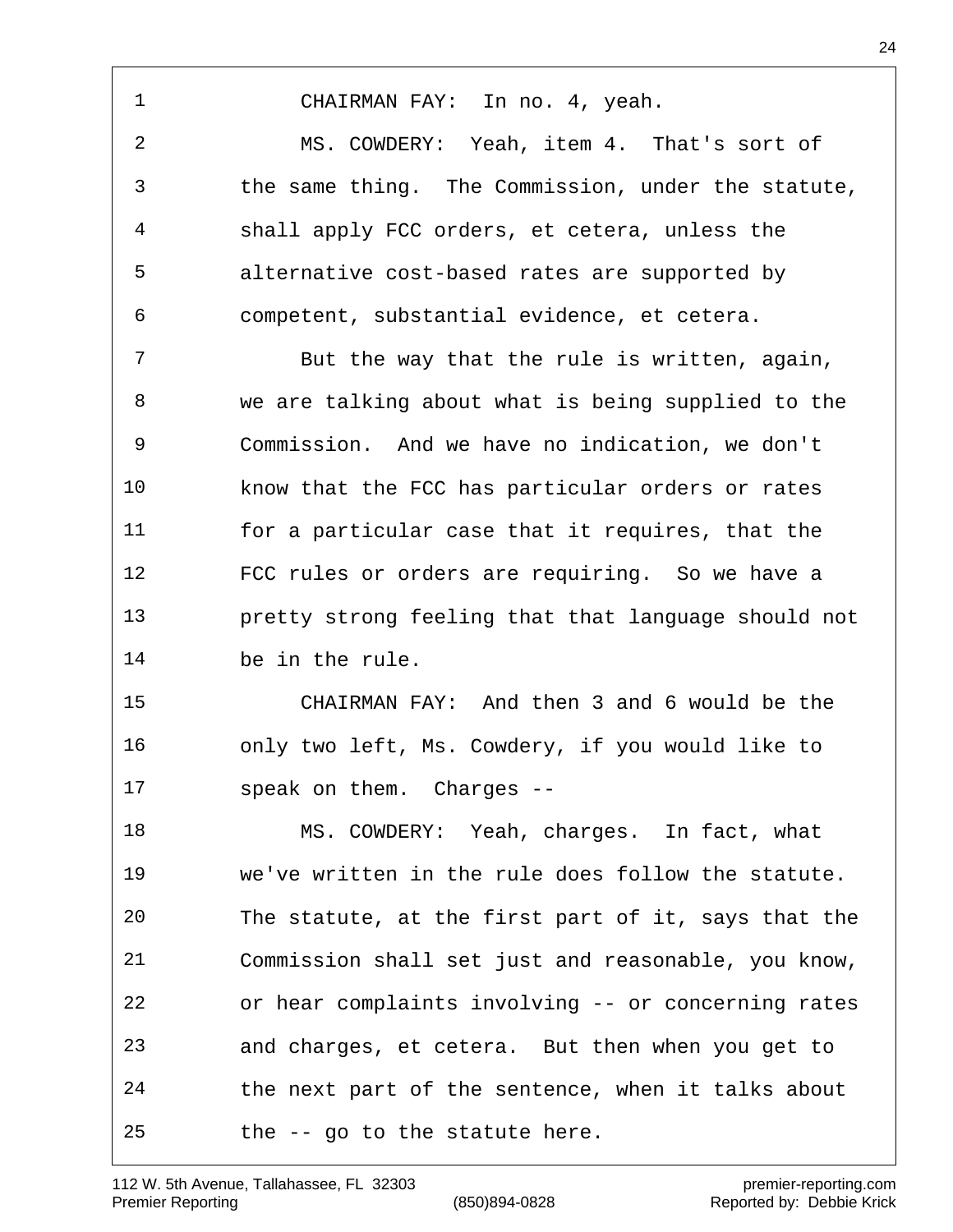CHAIRMAN FAY: In no. 4, yeah.

MS. COWDERY: Yeah, item 4. That's sort of the same thing. The Commission, under the statute, shall apply FCC orders, et cetera, unless the alternative cost-based rates are supported by competent, substantial evidence, et cetera.

But the way that the rule is written, again, we are talking about what is being supplied to the Commission. And we have no indication, we don't know that the FCC has particular orders or rates for a particular case that it requires, that the FCC rules or orders are requiring. So we have a pretty strong feeling that that language should not be in the rule.

CHAIRMAN FAY: And then 3 and 6 would be the only two left, Ms. Cowdery, if you would like to speak on them. Charges --

MS. COWDERY: Yeah, charges. In fact, what we've written in the rule does follow the statute. The statute, at the first part of it, says that the Commission shall set just and reasonable, you know, or hear complaints involving -- or concerning rates and charges, et cetera. But then when you get to the next part of the sentence, when it talks about the -- go to the statute here.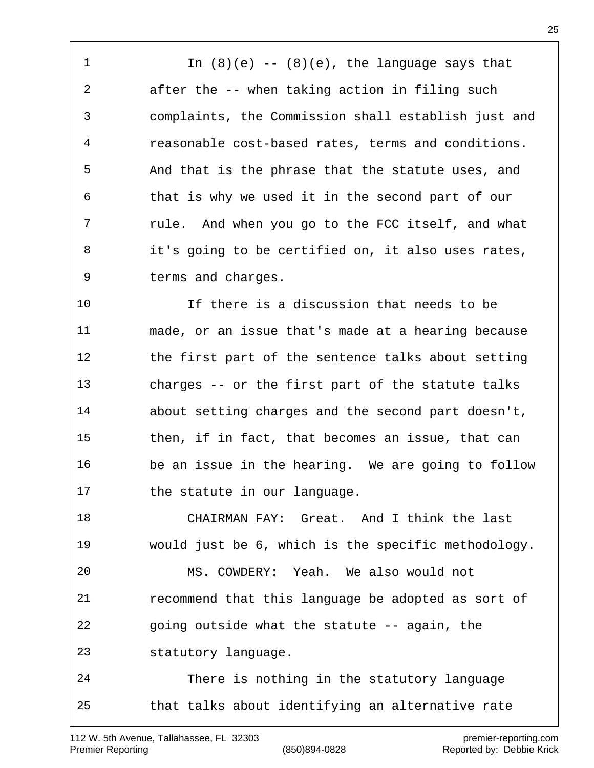In (8)(e) -- (8)(e), the language says that after the -- when taking action in filing such complaints, the Commission shall establish just and reasonable cost-based rates, terms and conditions. And that is the phrase that the statute uses, and that is why we used it in the second part of our rule. And when you go to the FCC itself, and what it's going to be certified on, it also uses rates, terms and charges.

If there is a discussion that needs to be made, or an issue that's made at a hearing because the first part of the sentence talks about setting charges -- or the first part of the statute talks about setting charges and the second part doesn't, then, if in fact, that becomes an issue, that can be an issue in the hearing. We are going to follow the statute in our language.

CHAIRMAN FAY: Great. And I think the last would just be 6, which is the specific methodology.

MS. COWDERY: Yeah. We also would not recommend that this language be adopted as sort of going outside what the statute -- again, the statutory language.

There is nothing in the statutory language that talks about identifying an alternative rate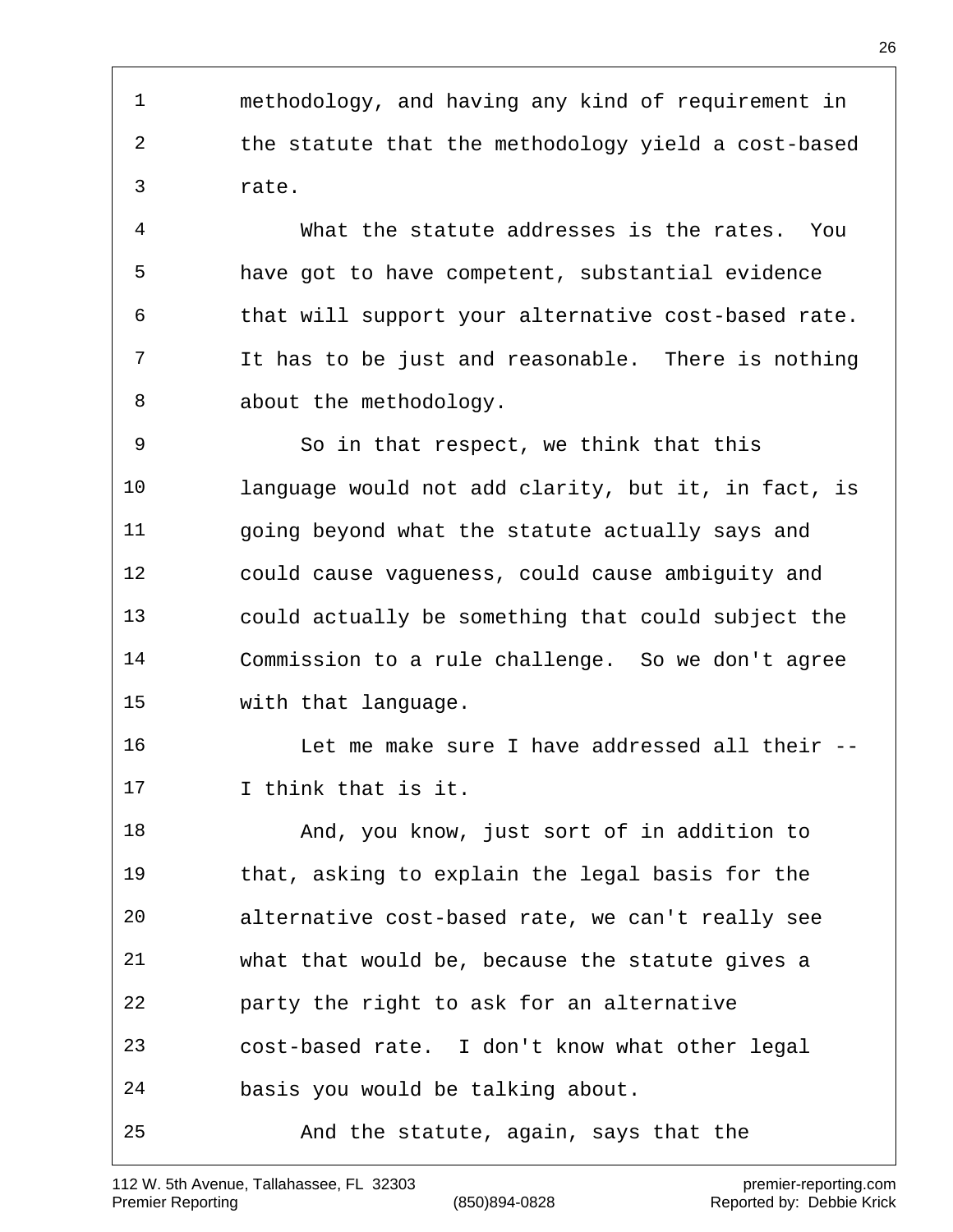methodology, and having any kind of requirement in the statute that the methodology yield a cost-based rate.

What the statute addresses is the rates. You have got to have competent, substantial evidence that will support your alternative cost-based rate. It has to be just and reasonable. There is nothing about the methodology.

So in that respect, we think that this language would not add clarity, but it, in fact, is going beyond what the statute actually says and could cause vagueness, could cause ambiguity and could actually be something that could subject the Commission to a rule challenge. So we don't agree with that language.

Let me make sure I have addressed all their -- I think that is it.

And, you know, just sort of in addition to that, asking to explain the legal basis for the alternative cost-based rate, we can't really see what that would be, because the statute gives a party the right to ask for an alternative cost-based rate. I don't know what other legal basis you would be talking about.

And the statute, again, says that the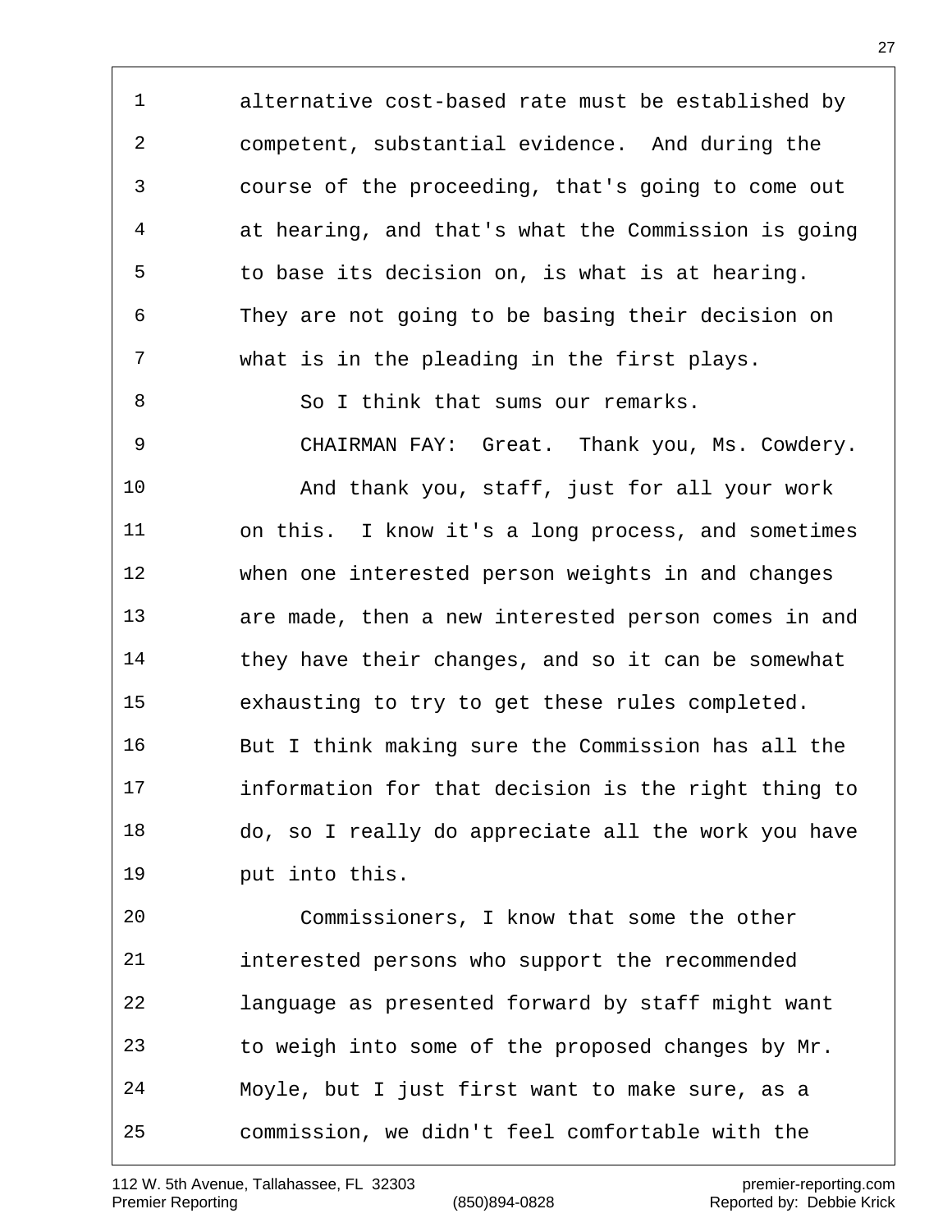alternative cost-based rate must be established by competent, substantial evidence. And during the course of the proceeding, that's going to come out at hearing, and that's what the Commission is going to base its decision on, is what is at hearing. They are not going to be basing their decision on what is in the pleading in the first plays.

So I think that sums our remarks.

CHAIRMAN FAY: Great. Thank you, Ms. Cowdery.

And thank you, staff, just for all your work on this. I know it's a long process, and sometimes when one interested person weights in and changes are made, then a new interested person comes in and they have their changes, and so it can be somewhat exhausting to try to get these rules completed. But I think making sure the Commission has all the information for that decision is the right thing to do, so I really do appreciate all the work you have put into this.

Commissioners, I know that some the other interested persons who support the recommended language as presented forward by staff might want to weigh into some of the proposed changes by Mr. Moyle, but I just first want to make sure, as a commission, we didn't feel comfortable with the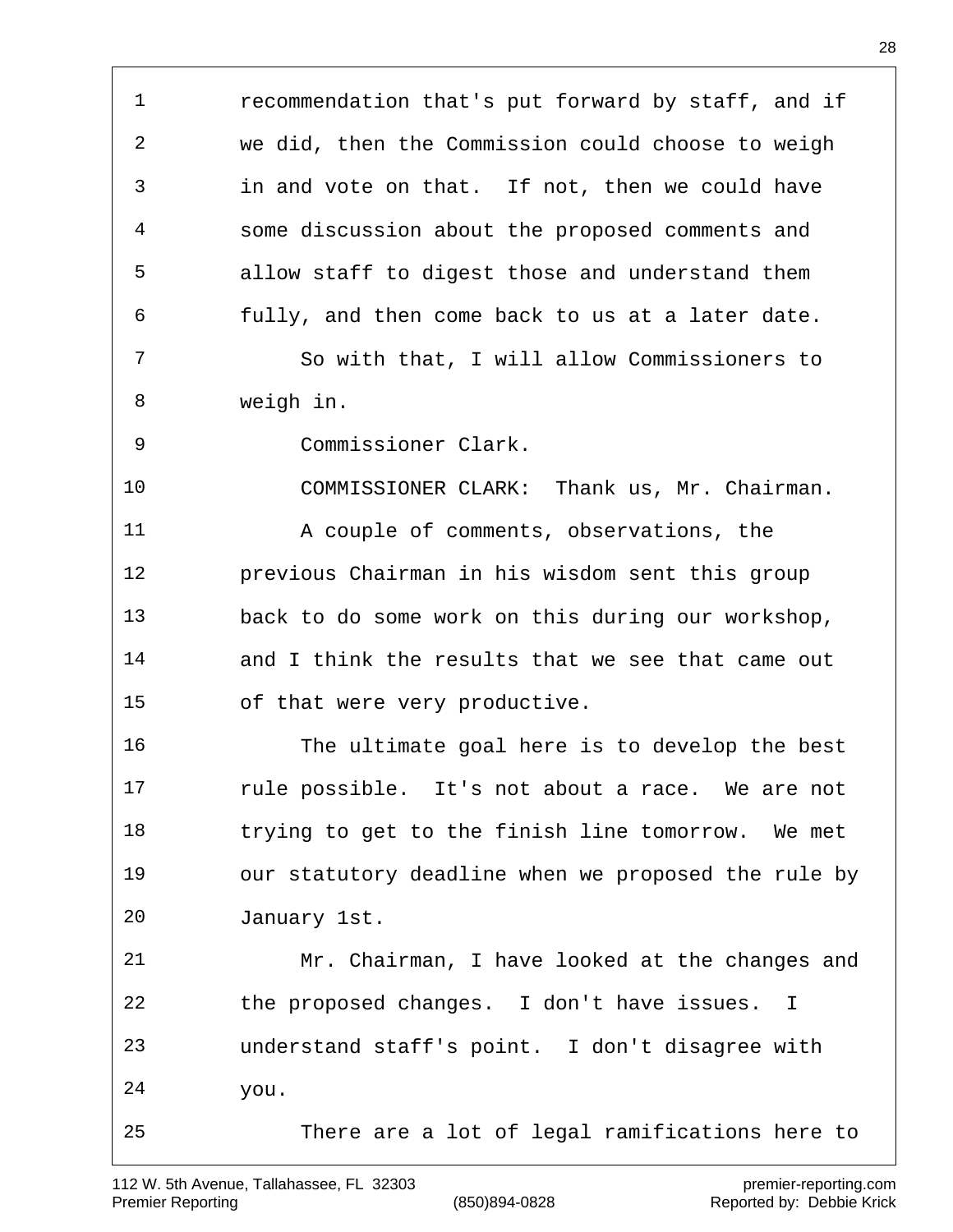recommendation that's put forward by staff, and if we did, then the Commission could choose to weigh in and vote on that. If not, then we could have some discussion about the proposed comments and allow staff to digest those and understand them fully, and then come back to us at a later date.

So with that, I will allow Commissioners to weigh in.

Commissioner Clark.

COMMISSIONER CLARK: Thank us, Mr. Chairman.

A couple of comments, observations, the previous Chairman in his wisdom sent this group back to do some work on this during our workshop, and I think the results that we see that came out of that were very productive.

The ultimate goal here is to develop the best rule possible. It's not about a race. We are not trying to get to the finish line tomorrow. We met our statutory deadline when we proposed the rule by January 1st.

Mr. Chairman, I have looked at the changes and the proposed changes. I don't have issues. I understand staff's point. I don't disagree with you.

There are a lot of legal ramifications here to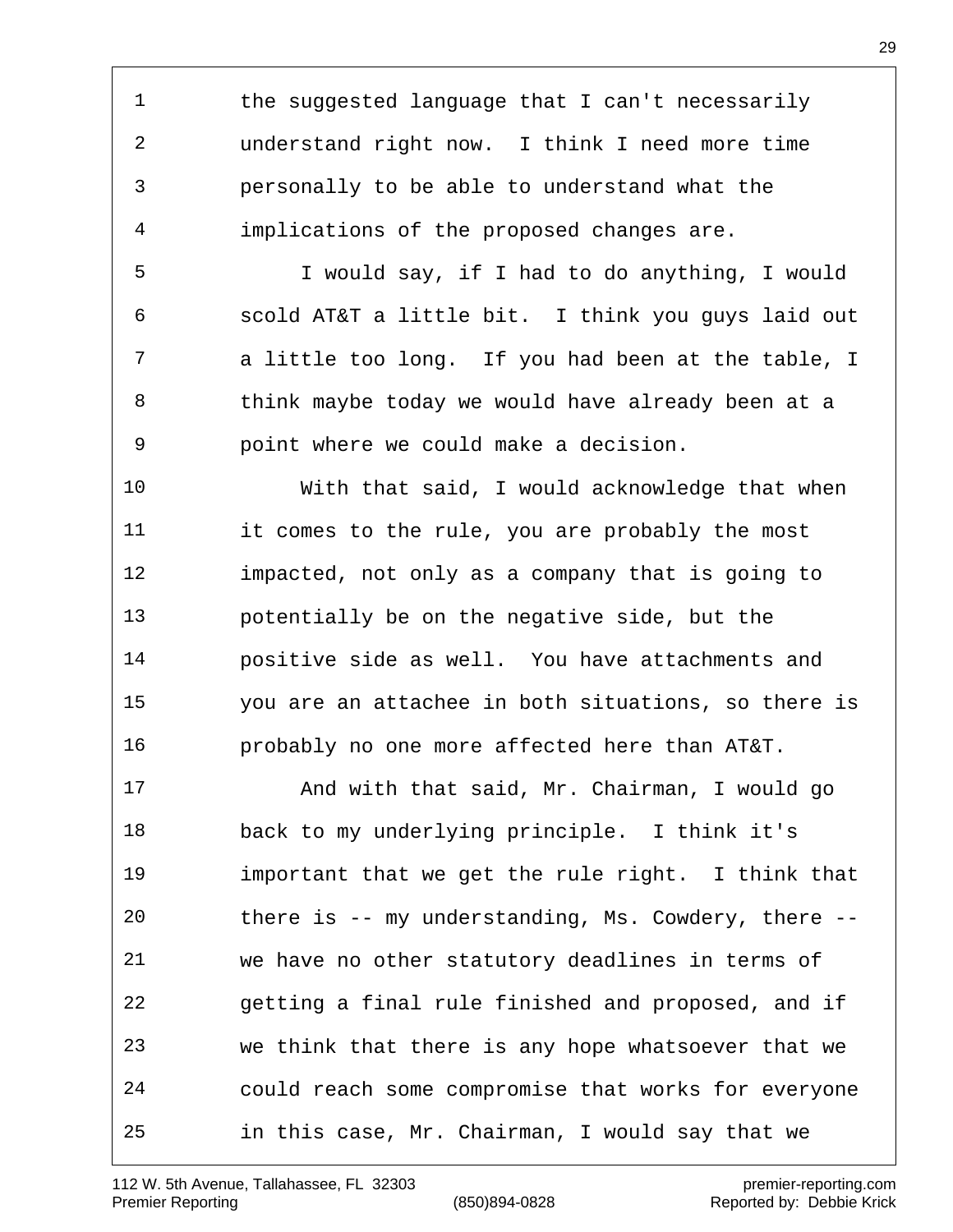the suggested language that I can't necessarily understand right now. I think I need more time personally to be able to understand what the implications of the proposed changes are.

I would say, if I had to do anything, I would scold AT&T a little bit. I think you guys laid out a little too long. If you had been at the table, I think maybe today we would have already been at a point where we could make a decision.

With that said, I would acknowledge that when it comes to the rule, you are probably the most impacted, not only as a company that is going to potentially be on the negative side, but the positive side as well. You have attachments and you are an attachee in both situations, so there is probably no one more affected here than AT&T.

And with that said, Mr. Chairman, I would go back to my underlying principle. I think it's important that we get the rule right. I think that there is -- my understanding, Ms. Cowdery, there -- we have no other statutory deadlines in terms of getting a final rule finished and proposed, and if we think that there is any hope whatsoever that we could reach some compromise that works for everyone in this case, Mr. Chairman, I would say that we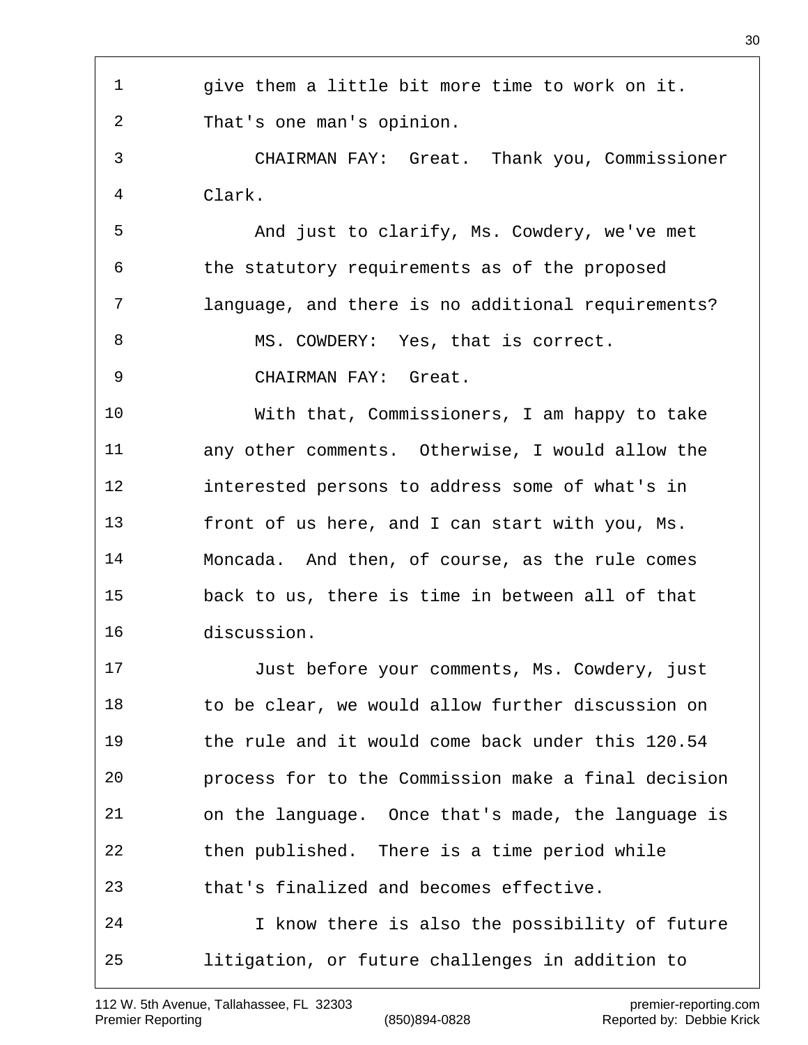give them a little bit more time to work on it. That's one man's opinion.

CHAIRMAN FAY: Great. Thank you, Commissioner Clark.

And just to clarify, Ms. Cowdery, we've met the statutory requirements as of the proposed language, and there is no additional requirements?

MS. COWDERY: Yes, that is correct.

CHAIRMAN FAY: Great.

With that, Commissioners, I am happy to take any other comments. Otherwise, I would allow the interested persons to address some of what's in front of us here, and I can start with you, Ms. Moncada. And then, of course, as the rule comes back to us, there is time in between all of that discussion.

Just before your comments, Ms. Cowdery, just to be clear, we would allow further discussion on the rule and it would come back under this 120.54 process for to the Commission make a final decision on the language. Once that's made, the language is then published. There is a time period while that's finalized and becomes effective.

I know there is also the possibility of future litigation, or future challenges in addition to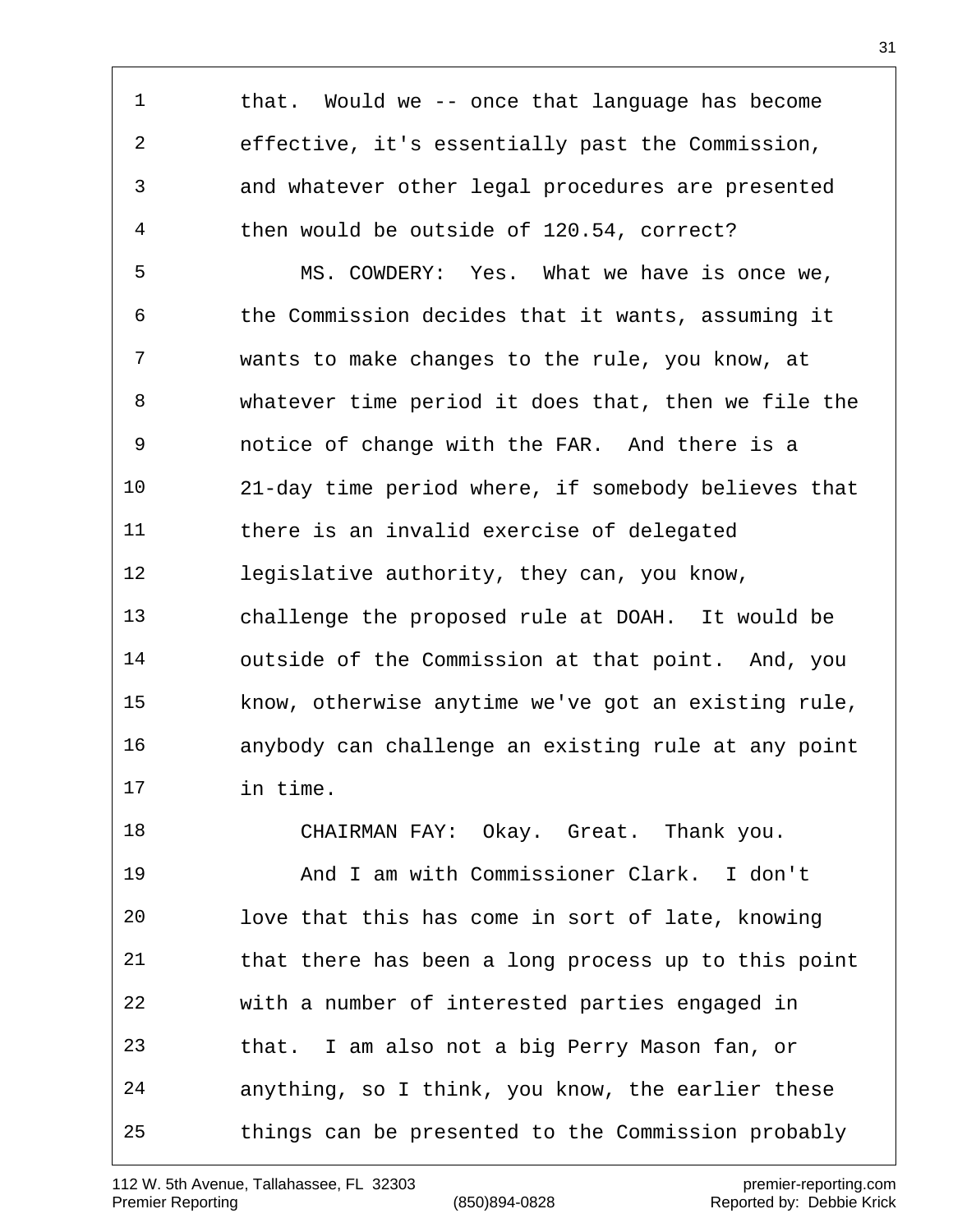that. Would we -- once that language has become effective, it's essentially past the Commission, and whatever other legal procedures are presented then would be outside of 120.54, correct?

MS. COWDERY: Yes. What we have is once we, the Commission decides that it wants, assuming it wants to make changes to the rule, you know, at whatever time period it does that, then we file the notice of change with the FAR. And there is a 21-day time period where, if somebody believes that there is an invalid exercise of delegated legislative authority, they can, you know, challenge the proposed rule at DOAH. It would be outside of the Commission at that point. And, you know, otherwise anytime we've got an existing rule, anybody can challenge an existing rule at any point in time.

CHAIRMAN FAY: Okay. Great. Thank you.

And I am with Commissioner Clark. I don't love that this has come in sort of late, knowing that there has been a long process up to this point with a number of interested parties engaged in that. I am also not a big Perry Mason fan, or anything, so I think, you know, the earlier these things can be presented to the Commission probably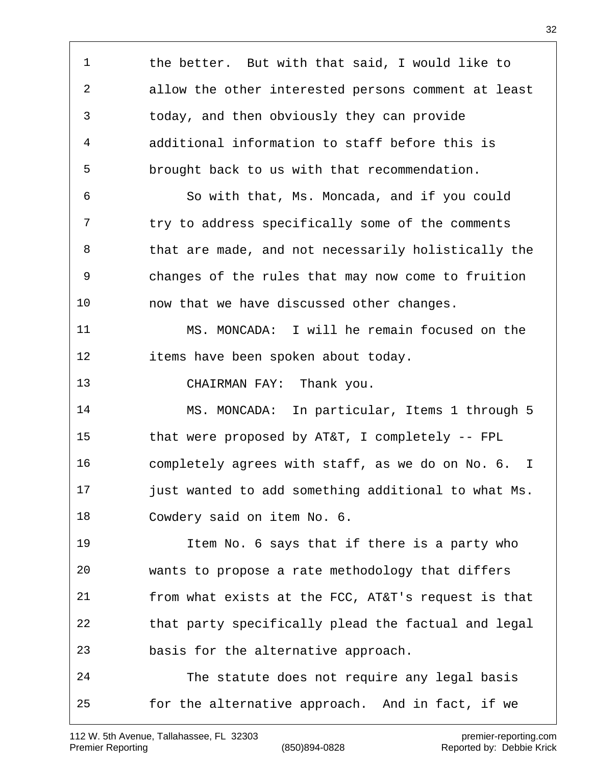1 the better. But with that said, I would like to
2 allow the other interested persons comment at least
3 today, and then obviously they can provide
4 additional information to staff before this is
5 brought back to us with that recommendation.
6 So with that, Ms. Moncada, and if you could
7 try to address specifically some of the comments
8 that are made, and not necessarily holistically the
9 changes of the rules that may now come to fruition
10 now that we have discussed other changes.
11 MS. MONCADA: I will he remain focused on the
12 items have been spoken about today.
13 CHAIRMAN FAY: Thank you.
14 MS. MONCADA: In particular, Items 1 through 5
15 that were proposed by AT&T, I completely -- FPL
16 completely agrees with staff, as we do on No. 6. I
17 just wanted to add something additional to what Ms.
18 Cowdery said on item No. 6.
19 Item No. 6 says that if there is a party who
20 wants to propose a rate methodology that differs
21 from what exists at the FCC, AT&T's request is that
22 that party specifically plead the factual and legal
23 basis for the alternative approach.
24 The statute does not require any legal basis
25 for the alternative approach. And in fact, if we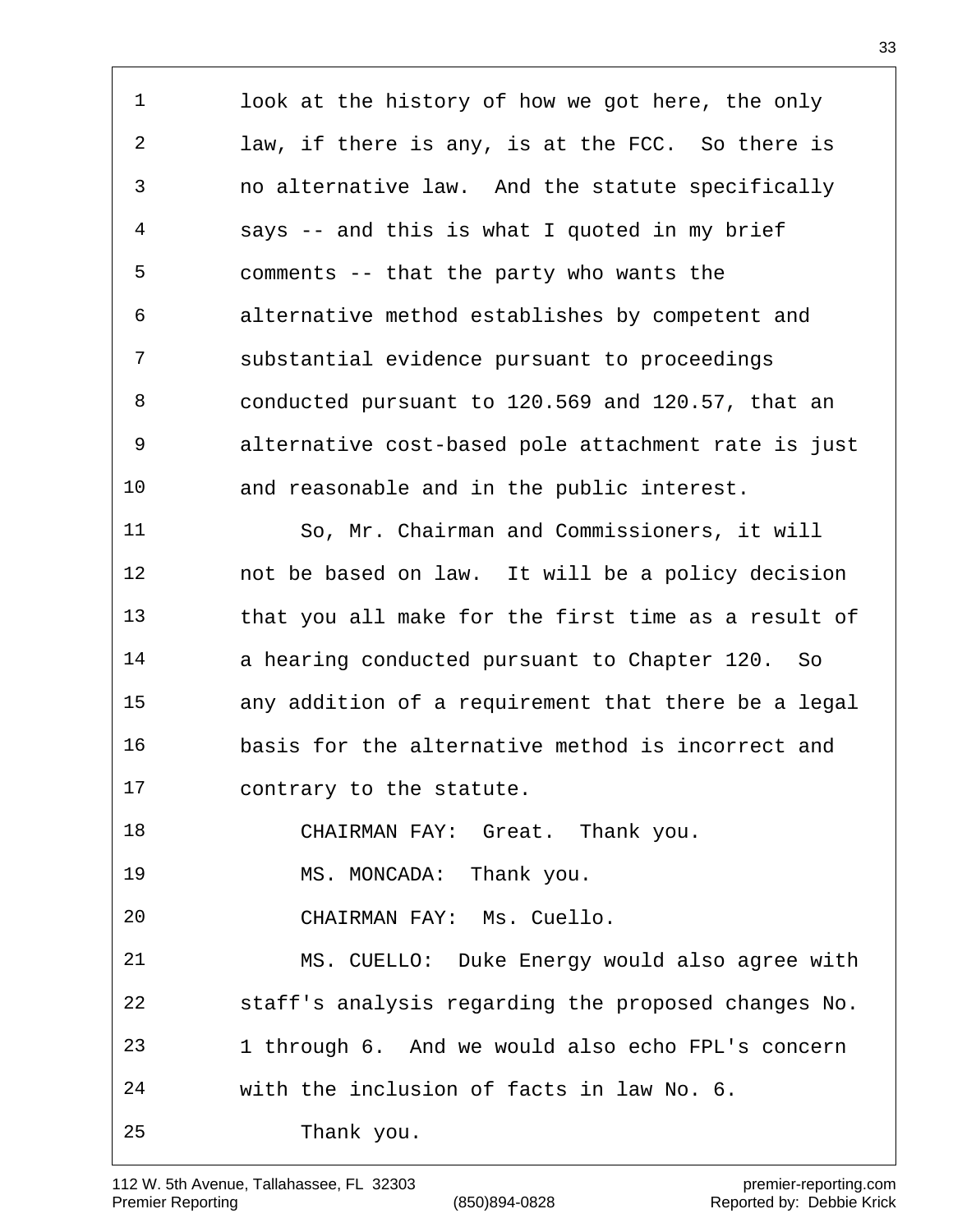look at the history of how we got here, the only law, if there is any, is at the FCC. So there is no alternative law. And the statute specifically says -- and this is what I quoted in my brief comments -- that the party who wants the alternative method establishes by competent and substantial evidence pursuant to proceedings conducted pursuant to 120.569 and 120.57, that an alternative cost-based pole attachment rate is just and reasonable and in the public interest.

So, Mr. Chairman and Commissioners, it will not be based on law. It will be a policy decision that you all make for the first time as a result of a hearing conducted pursuant to Chapter 120. So any addition of a requirement that there be a legal basis for the alternative method is incorrect and contrary to the statute.

CHAIRMAN FAY: Great. Thank you.

MS. MONCADA: Thank you.

CHAIRMAN FAY: Ms. Cuello.

MS. CUELLO: Duke Energy would also agree with staff's analysis regarding the proposed changes No. 1 through 6. And we would also echo FPL's concern with the inclusion of facts in law No. 6.

Thank you.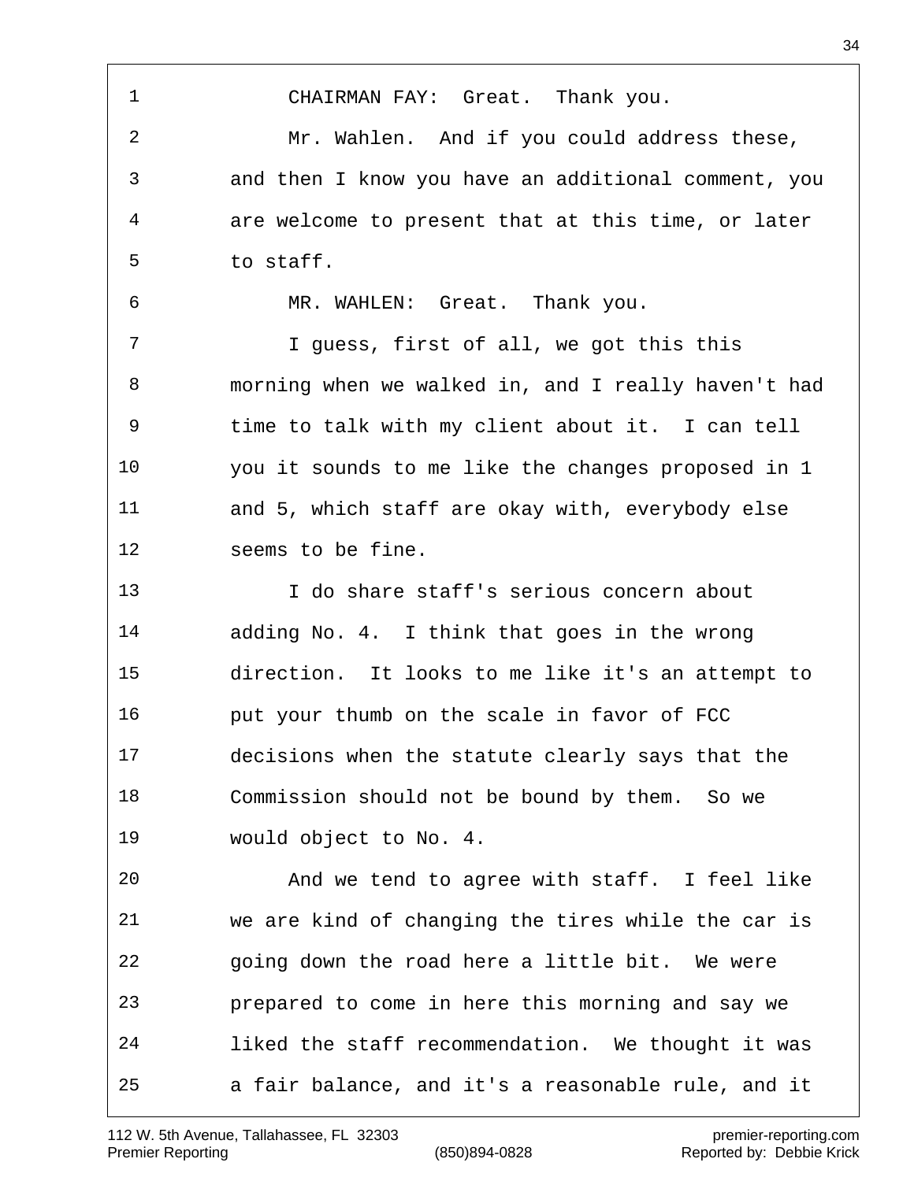CHAIRMAN FAY: Great. Thank you.

Mr. Wahlen. And if you could address these, and then I know you have an additional comment, you are welcome to present that at this time, or later to staff.

MR. WAHLEN: Great. Thank you.

I guess, first of all, we got this this morning when we walked in, and I really haven't had time to talk with my client about it. I can tell you it sounds to me like the changes proposed in 1 and 5, which staff are okay with, everybody else seems to be fine.

I do share staff's serious concern about adding No. 4. I think that goes in the wrong direction. It looks to me like it's an attempt to put your thumb on the scale in favor of FCC decisions when the statute clearly says that the Commission should not be bound by them. So we would object to No. 4.

And we tend to agree with staff. I feel like we are kind of changing the tires while the car is going down the road here a little bit. We were prepared to come in here this morning and say we liked the staff recommendation. We thought it was a fair balance, and it's a reasonable rule, and it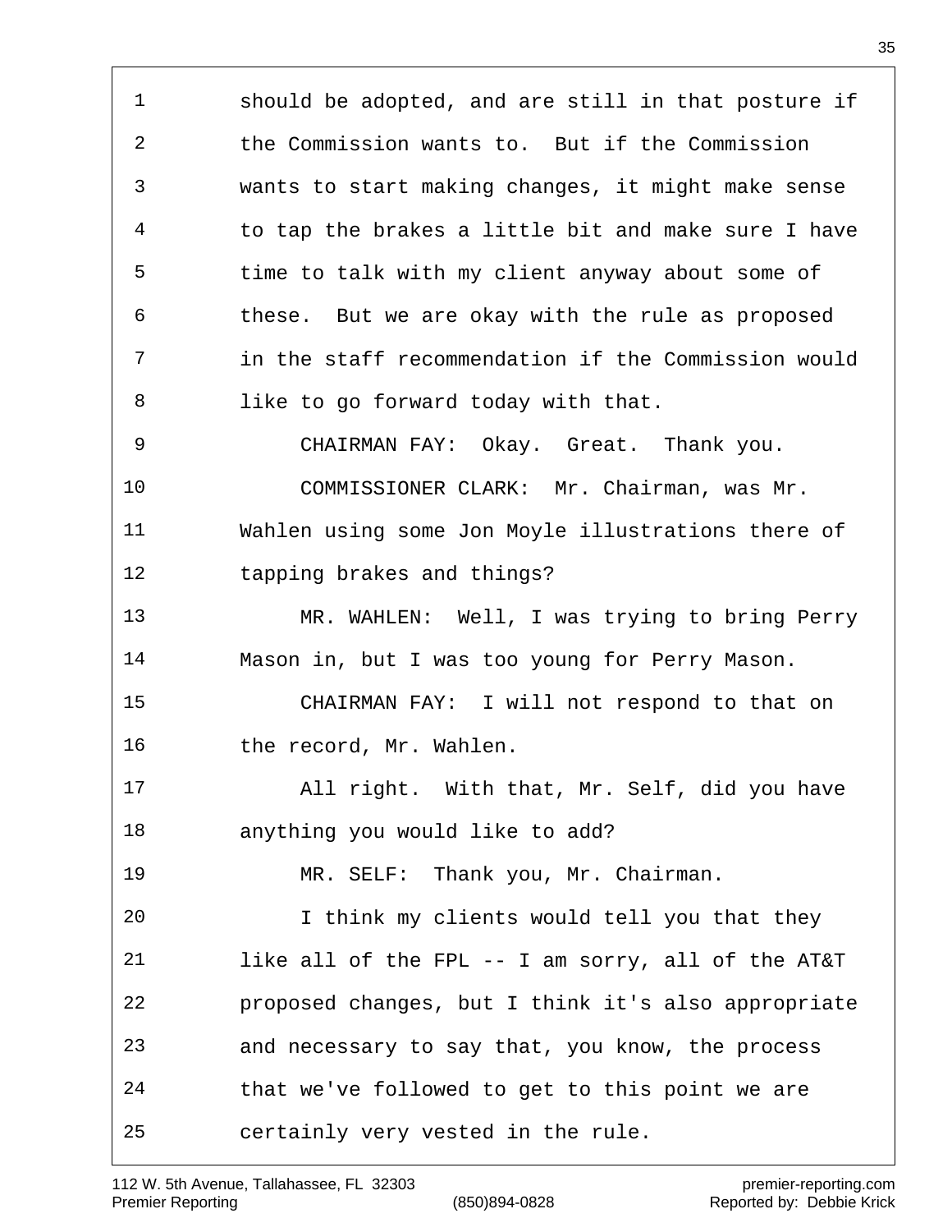should be adopted, and are still in that posture if the Commission wants to. But if the Commission wants to start making changes, it might make sense to tap the brakes a little bit and make sure I have time to talk with my client anyway about some of these. But we are okay with the rule as proposed in the staff recommendation if the Commission would like to go forward today with that.

CHAIRMAN FAY: Okay. Great. Thank you.

COMMISSIONER CLARK: Mr. Chairman, was Mr. Wahlen using some Jon Moyle illustrations there of tapping brakes and things?

MR. WAHLEN: Well, I was trying to bring Perry Mason in, but I was too young for Perry Mason.

CHAIRMAN FAY: I will not respond to that on the record, Mr. Wahlen.

All right. With that, Mr. Self, did you have anything you would like to add?

MR. SELF: Thank you, Mr. Chairman.

I think my clients would tell you that they like all of the FPL -- I am sorry, all of the AT&T proposed changes, but I think it's also appropriate and necessary to say that, you know, the process that we've followed to get to this point we are certainly very vested in the rule.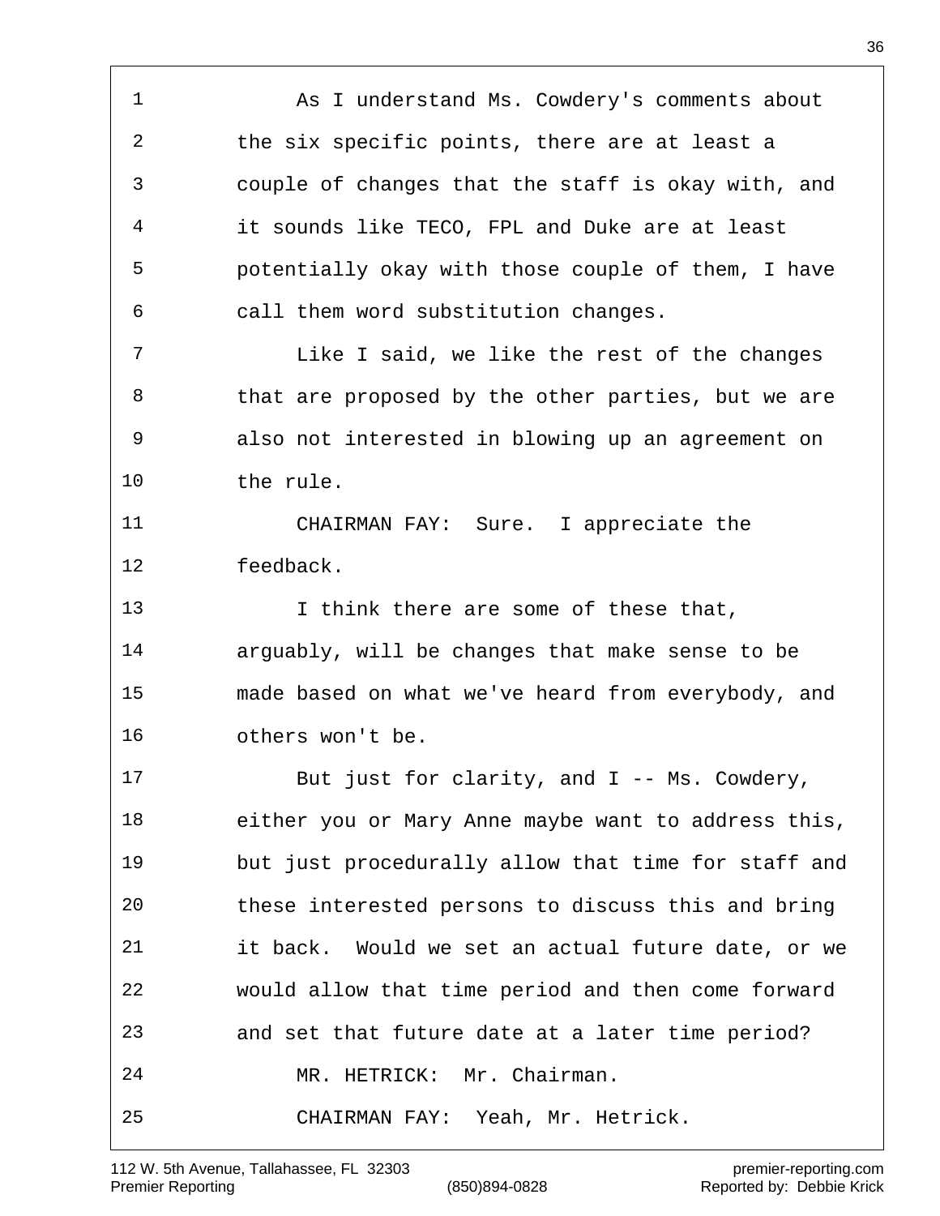1 As I understand Ms. Cowdery's comments about
2 the six specific points, there are at least a
3 couple of changes that the staff is okay with, and
4 it sounds like TECO, FPL and Duke are at least
5 potentially okay with those couple of them, I have
6 call them word substitution changes.
7 Like I said, we like the rest of the changes
8 that are proposed by the other parties, but we are
9 also not interested in blowing up an agreement on
10 the rule.
11 CHAIRMAN FAY: Sure. I appreciate the
12 feedback.
13 I think there are some of these that,
14 arguably, will be changes that make sense to be
15 made based on what we've heard from everybody, and
16 others won't be.
17 But just for clarity, and I -- Ms. Cowdery,
18 either you or Mary Anne maybe want to address this,
19 but just procedurally allow that time for staff and
20 these interested persons to discuss this and bring
21 it back. Would we set an actual future date, or we
22 would allow that time period and then come forward
23 and set that future date at a later time period?
24 MR. HETRICK: Mr. Chairman.
25 CHAIRMAN FAY: Yeah, Mr. Hetrick.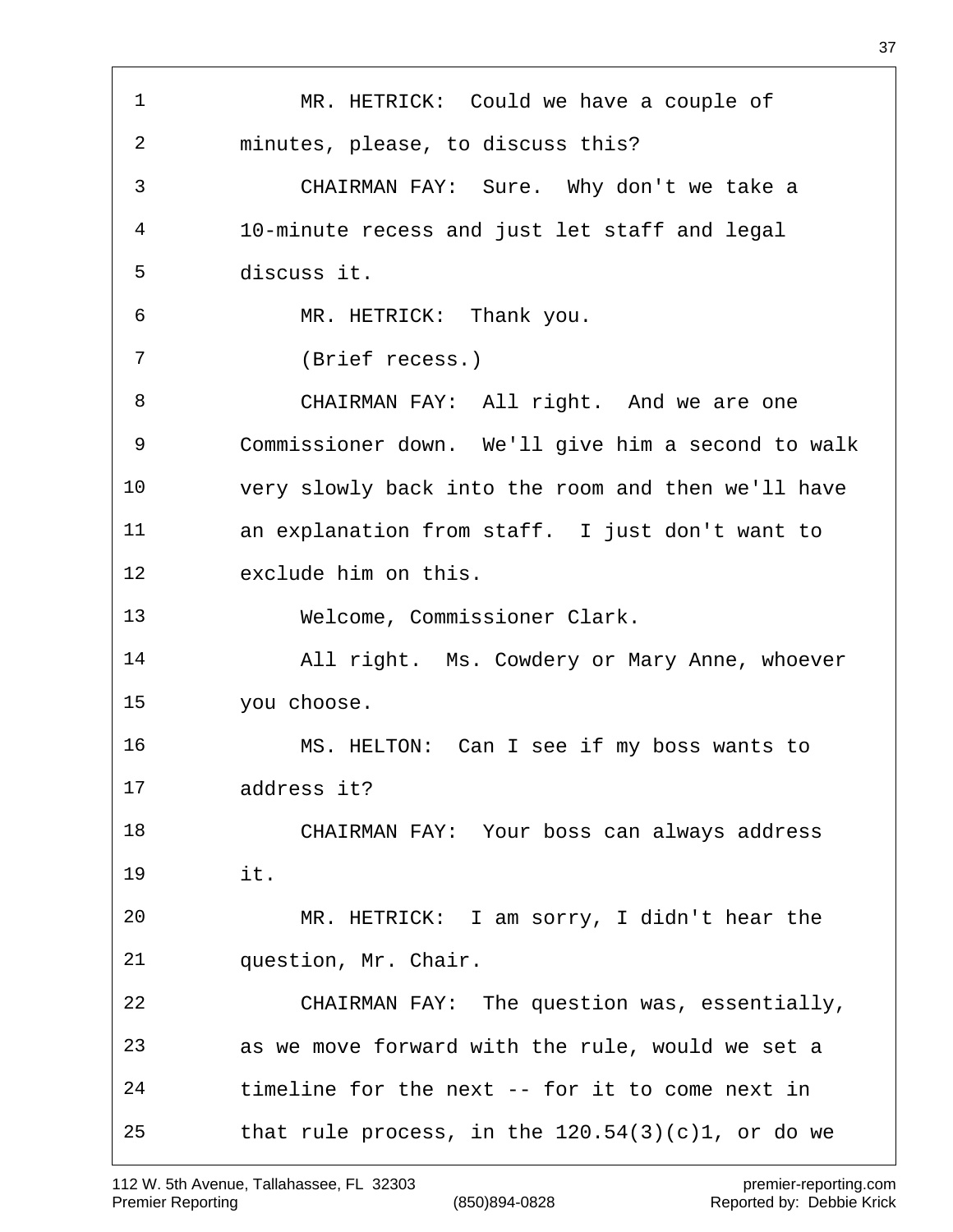MR. HETRICK: Could we have a couple of minutes, please, to discuss this?

CHAIRMAN FAY: Sure. Why don't we take a 10-minute recess and just let staff and legal discuss it.

MR. HETRICK: Thank you.

(Brief recess.)

CHAIRMAN FAY: All right. And we are one Commissioner down. We'll give him a second to walk very slowly back into the room and then we'll have an explanation from staff. I just don't want to exclude him on this.

Welcome, Commissioner Clark.

All right. Ms. Cowdery or Mary Anne, whoever you choose.

MS. HELTON: Can I see if my boss wants to address it?

CHAIRMAN FAY: Your boss can always address it.

MR. HETRICK: I am sorry, I didn't hear the question, Mr. Chair.

CHAIRMAN FAY: The question was, essentially, as we move forward with the rule, would we set a timeline for the next -- for it to come next in that rule process, in the 120.54(3)(c)1, or do we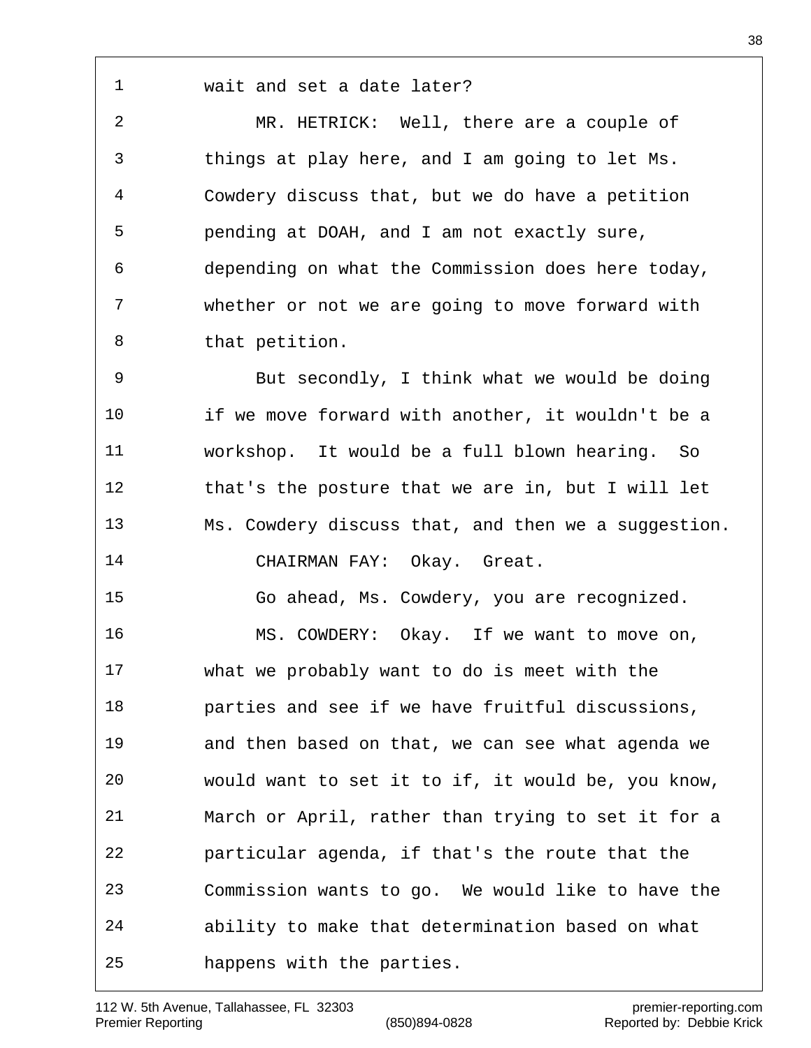wait and set a date later?

MR. HETRICK: Well, there are a couple of things at play here, and I am going to let Ms. Cowdery discuss that, but we do have a petition pending at DOAH, and I am not exactly sure, depending on what the Commission does here today, whether or not we are going to move forward with that petition.

But secondly, I think what we would be doing if we move forward with another, it wouldn't be a workshop. It would be a full blown hearing. So that's the posture that we are in, but I will let Ms. Cowdery discuss that, and then we a suggestion.

CHAIRMAN FAY: Okay. Great.

Go ahead, Ms. Cowdery, you are recognized.

MS. COWDERY: Okay. If we want to move on, what we probably want to do is meet with the parties and see if we have fruitful discussions, and then based on that, we can see what agenda we would want to set it to if, it would be, you know, March or April, rather than trying to set it for a particular agenda, if that's the route that the Commission wants to go. We would like to have the ability to make that determination based on what happens with the parties.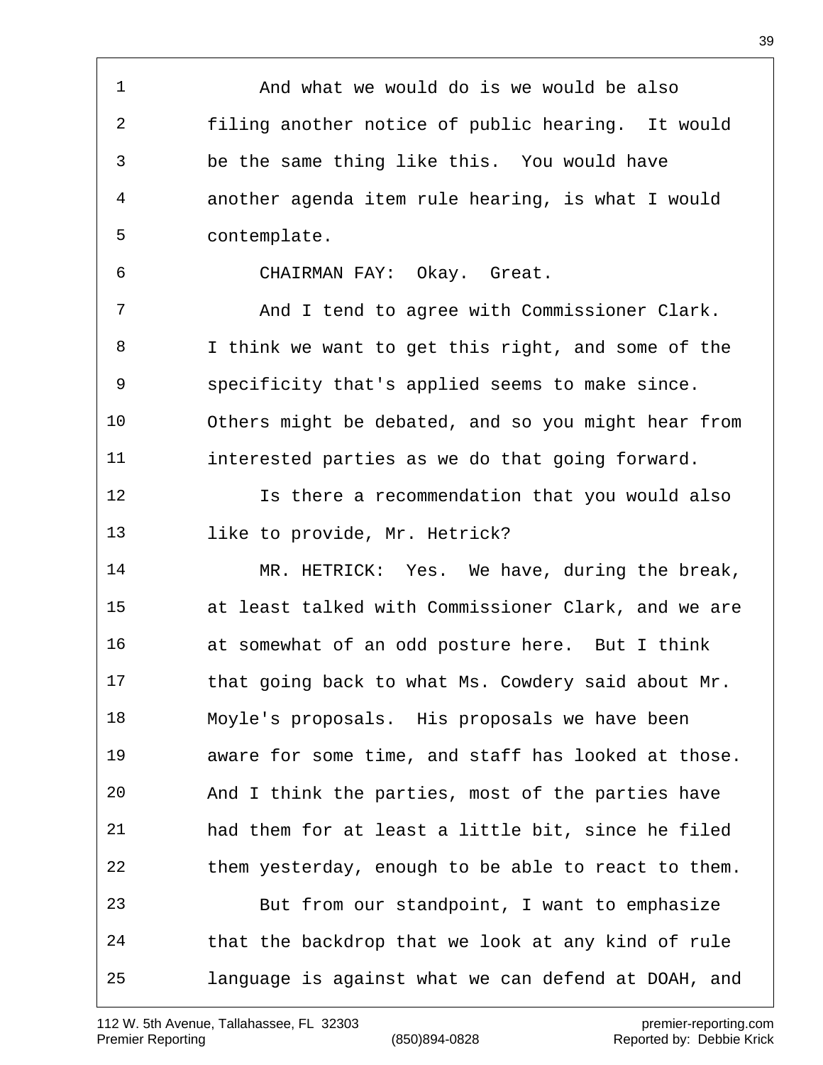And what we would do is we would be also filing another notice of public hearing. It would be the same thing like this. You would have another agenda item rule hearing, is what I would contemplate.

CHAIRMAN FAY: Okay. Great.

And I tend to agree with Commissioner Clark. I think we want to get this right, and some of the specificity that's applied seems to make since. Others might be debated, and so you might hear from interested parties as we do that going forward.

Is there a recommendation that you would also like to provide, Mr. Hetrick?

MR. HETRICK: Yes. We have, during the break, at least talked with Commissioner Clark, and we are at somewhat of an odd posture here. But I think that going back to what Ms. Cowdery said about Mr. Moyle's proposals. His proposals we have been aware for some time, and staff has looked at those. And I think the parties, most of the parties have had them for at least a little bit, since he filed them yesterday, enough to be able to react to them.

But from our standpoint, I want to emphasize that the backdrop that we look at any kind of rule language is against what we can defend at DOAH, and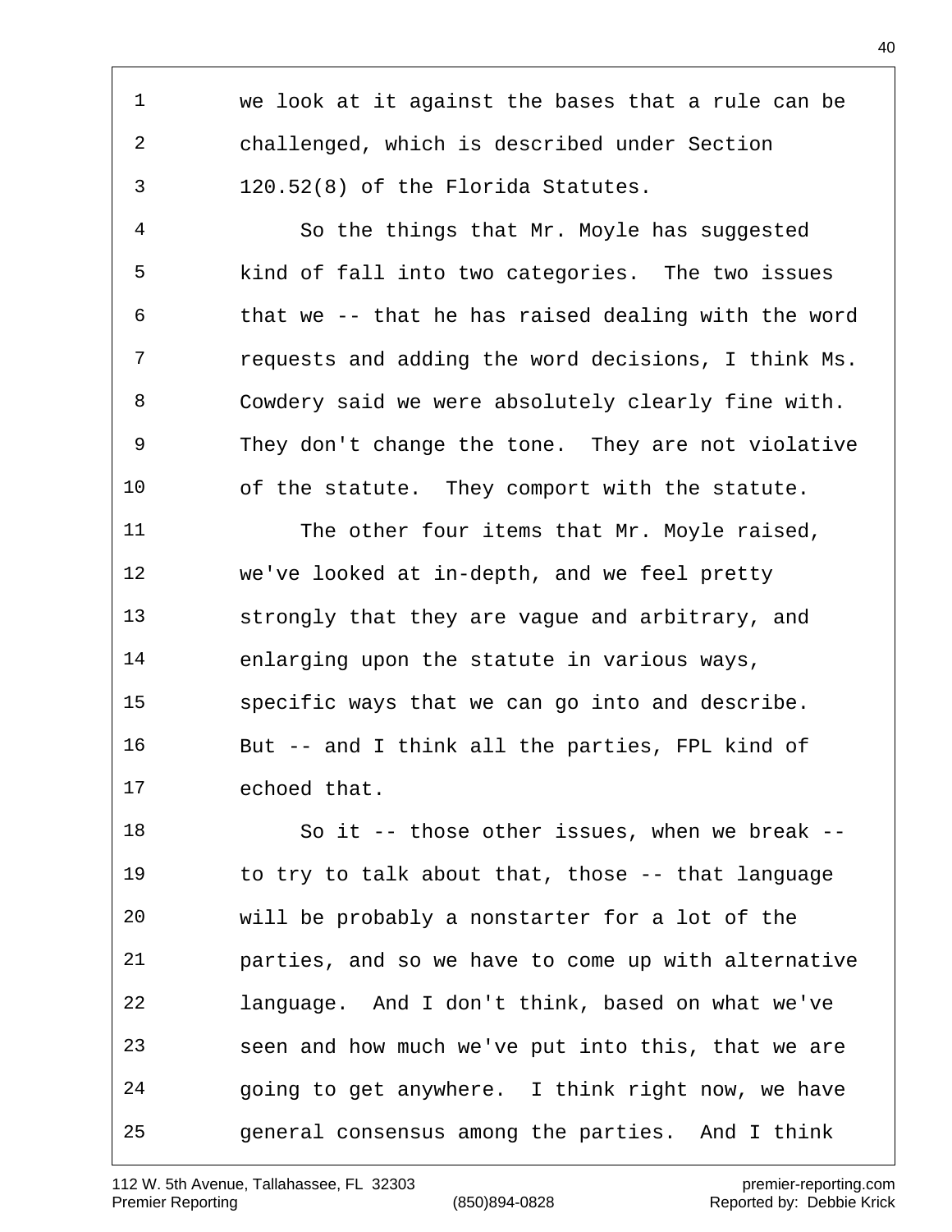we look at it against the bases that a rule can be challenged, which is described under Section 120.52(8) of the Florida Statutes.

So the things that Mr. Moyle has suggested kind of fall into two categories. The two issues that we -- that he has raised dealing with the word requests and adding the word decisions, I think Ms. Cowdery said we were absolutely clearly fine with. They don't change the tone. They are not violative of the statute. They comport with the statute.

The other four items that Mr. Moyle raised, we've looked at in-depth, and we feel pretty strongly that they are vague and arbitrary, and enlarging upon the statute in various ways, specific ways that we can go into and describe. But -- and I think all the parties, FPL kind of echoed that.

So it -- those other issues, when we break -- to try to talk about that, those -- that language will be probably a nonstarter for a lot of the parties, and so we have to come up with alternative language. And I don't think, based on what we've seen and how much we've put into this, that we are going to get anywhere. I think right now, we have general consensus among the parties. And I think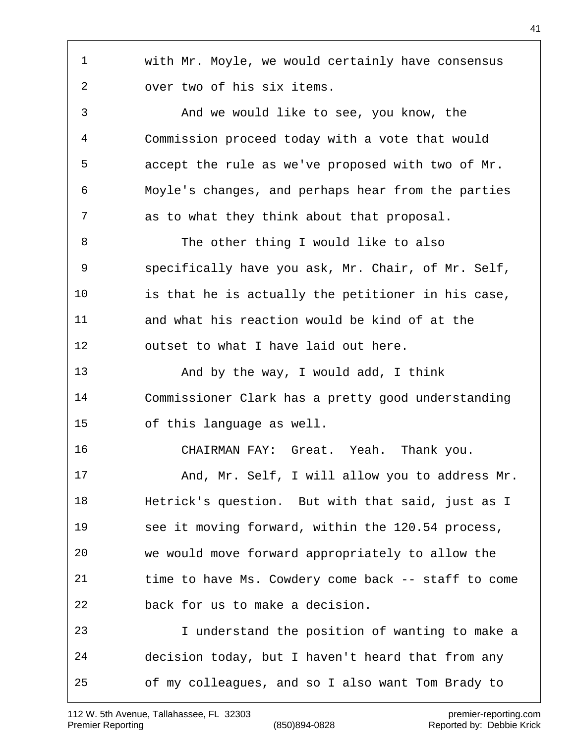with Mr. Moyle, we would certainly have consensus over two of his six items.

And we would like to see, you know, the Commission proceed today with a vote that would accept the rule as we've proposed with two of Mr. Moyle's changes, and perhaps hear from the parties as to what they think about that proposal.

The other thing I would like to also specifically have you ask, Mr. Chair, of Mr. Self, is that he is actually the petitioner in his case, and what his reaction would be kind of at the outset to what I have laid out here.

And by the way, I would add, I think Commissioner Clark has a pretty good understanding of this language as well.

CHAIRMAN FAY: Great. Yeah. Thank you.

And, Mr. Self, I will allow you to address Mr. Hetrick's question. But with that said, just as I see it moving forward, within the 120.54 process, we would move forward appropriately to allow the time to have Ms. Cowdery come back -- staff to come back for us to make a decision.

I understand the position of wanting to make a decision today, but I haven't heard that from any of my colleagues, and so I also want Tom Brady to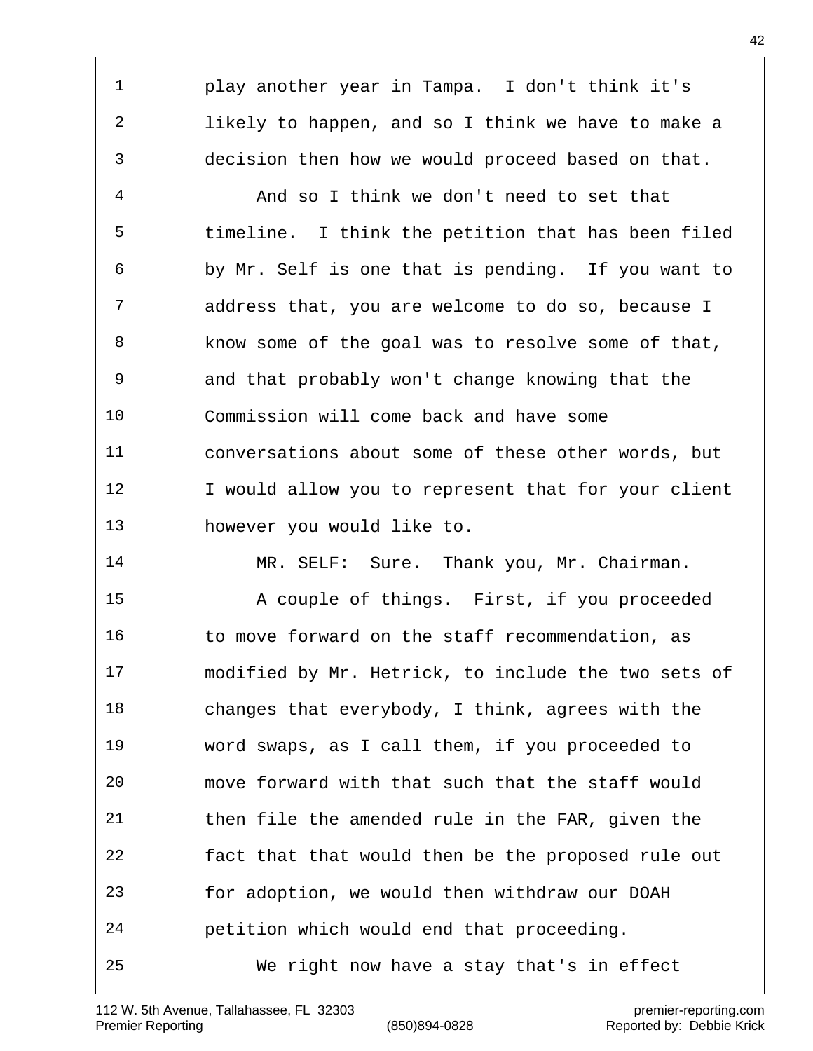play another year in Tampa.  I don't think it's likely to happen, and so I think we have to make a decision then how we would proceed based on that.

And so I think we don't need to set that timeline.  I think the petition that has been filed by Mr. Self is one that is pending.  If you want to address that, you are welcome to do so, because I know some of the goal was to resolve some of that, and that probably won't change knowing that the Commission will come back and have some conversations about some of these other words, but I would allow you to represent that for your client however you would like to.

MR. SELF:  Sure.  Thank you, Mr. Chairman.

A couple of things.  First, if you proceeded to move forward on the staff recommendation, as modified by Mr. Hetrick, to include the two sets of changes that everybody, I think, agrees with the word swaps, as I call them, if you proceeded to move forward with that such that the staff would then file the amended rule in the FAR, given the fact that that would then be the proposed rule out for adoption, we would then withdraw our DOAH petition which would end that proceeding.

We right now have a stay that's in effect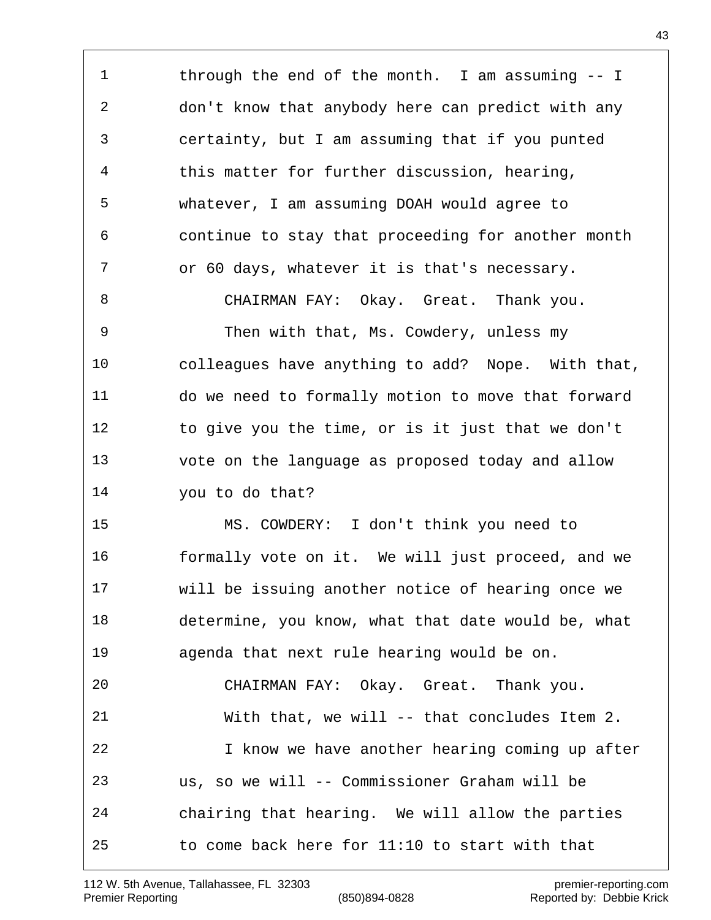1 through the end of the month. I am assuming -- I
2 don't know that anybody here can predict with any
3 certainty, but I am assuming that if you punted
4 this matter for further discussion, hearing,
5 whatever, I am assuming DOAH would agree to
6 continue to stay that proceeding for another month
7 or 60 days, whatever it is that's necessary.
8 CHAIRMAN FAY: Okay. Great. Thank you.
9 Then with that, Ms. Cowdery, unless my
10 colleagues have anything to add? Nope. With that,
11 do we need to formally motion to move that forward
12 to give you the time, or is it just that we don't
13 vote on the language as proposed today and allow
14 you to do that?
15 MS. COWDERY: I don't think you need to
16 formally vote on it. We will just proceed, and we
17 will be issuing another notice of hearing once we
18 determine, you know, what that date would be, what
19 agenda that next rule hearing would be on.
20 CHAIRMAN FAY: Okay. Great. Thank you.
21 With that, we will -- that concludes Item 2.
22 I know we have another hearing coming up after
23 us, so we will -- Commissioner Graham will be
24 chairing that hearing. We will allow the parties
25 to come back here for 11:10 to start with that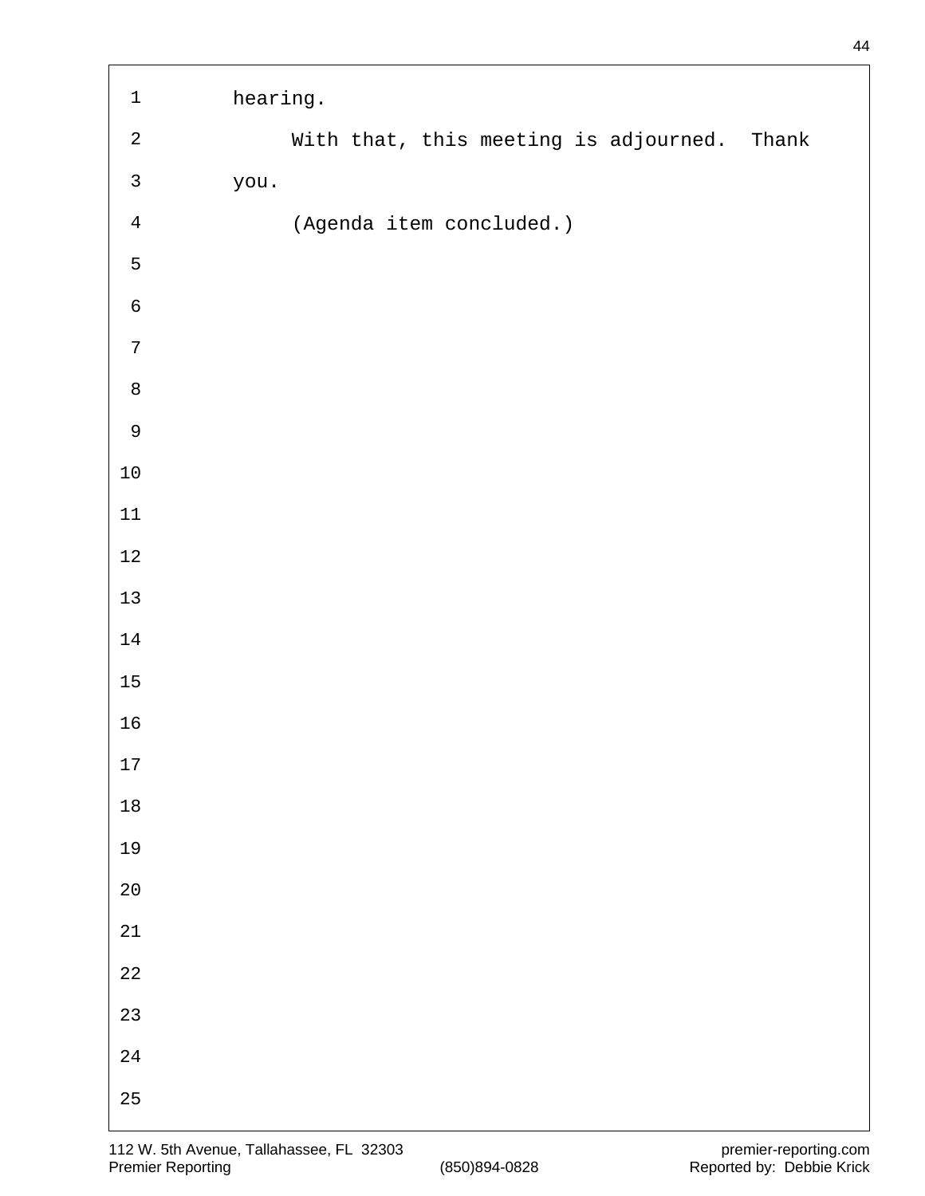hearing.

With that, this meeting is adjourned. Thank you.

(Agenda item concluded.)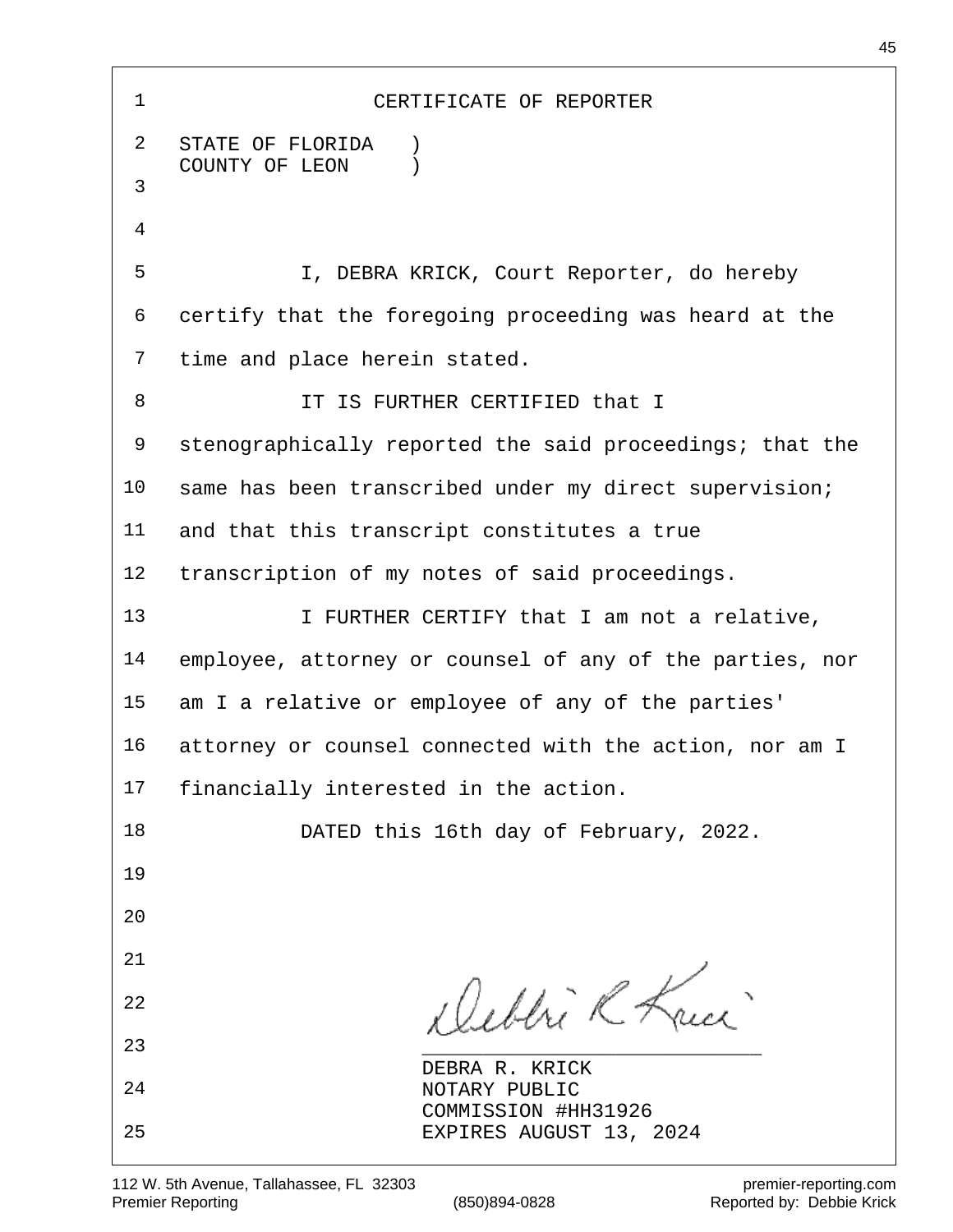# CERTIFICATE OF REPORTER

STATE OF FLORIDA )
COUNTY OF LEON )

I, DEBRA KRICK, Court Reporter, do hereby certify that the foregoing proceeding was heard at the time and place herein stated.

IT IS FURTHER CERTIFIED that I stenographically reported the said proceedings; that the same has been transcribed under my direct supervision; and that this transcript constitutes a true transcription of my notes of said proceedings.

I FURTHER CERTIFY that I am not a relative, employee, attorney or counsel of any of the parties, nor am I a relative or employee of any of the parties' attorney or counsel connected with the action, nor am I financially interested in the action.

DATED this 16th day of February, 2022.

Debbie R Krick

DEBRA R. KRICK
NOTARY PUBLIC
COMMISSION #HH31926
EXPIRES AUGUST 13, 2024